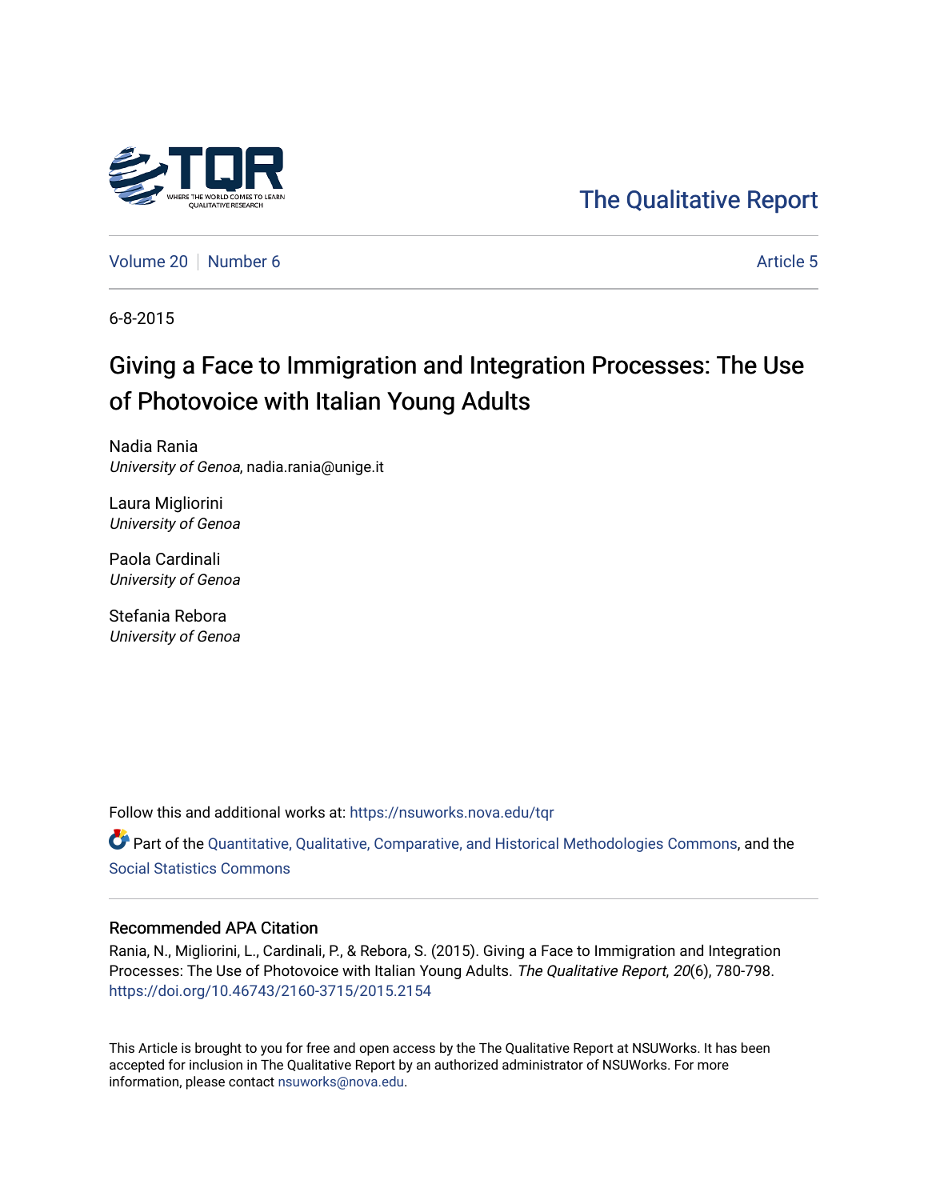The Qualitative Report

Volume 20 | Number 6 | Article 5

6-8-2015

# Giving a Face to Immigration and Integration Processes: The Use of Photovoice with Italian Young Adults

Nadia Rania
*University of Genoa*, nadia.rania@unige.it

Laura Migliorini
*University of Genoa*

Paola Cardinali
*University of Genoa*

Stefania Rebora
*University of Genoa*

Follow this and additional works at: https://nsuworks.nova.edu/tqr

Part of the Quantitative, Qualitative, Comparative, and Historical Methodologies Commons, and the Social Statistics Commons

## Recommended APA Citation

Rania, N., Migliorini, L., Cardinali, P., & Rebora, S. (2015). Giving a Face to Immigration and Integration Processes: The Use of Photovoice with Italian Young Adults. *The Qualitative Report*, *20*(6), 780-798. https://doi.org/10.46743/2160-3715/2015.2154

This Article is brought to you for free and open access by the The Qualitative Report at NSUWorks. It has been accepted for inclusion in The Qualitative Report by an authorized administrator of NSUWorks. For more information, please contact nsuworks@nova.edu.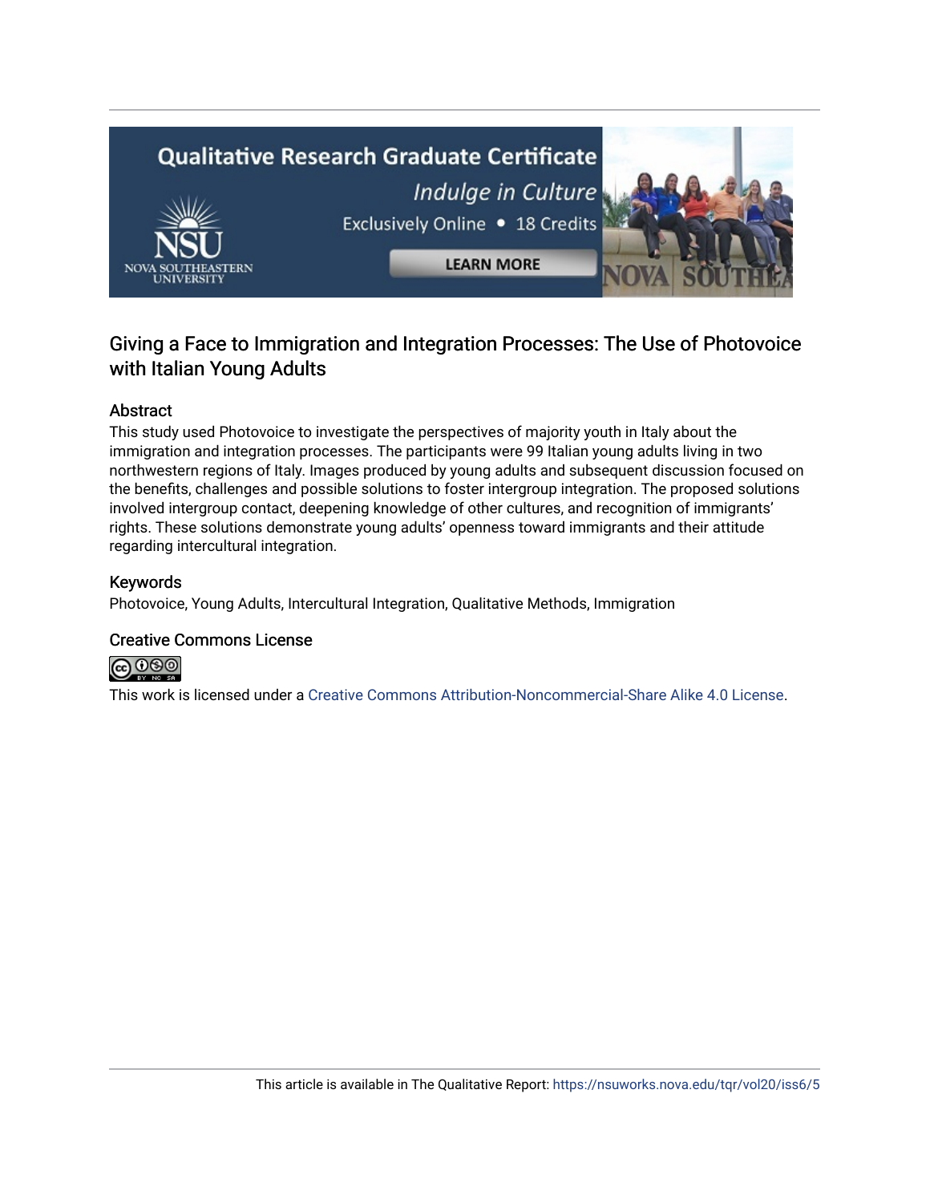## Giving a Face to Immigration and Integration Processes: The Use of Photovoice with Italian Young Adults

### Abstract

This study used Photovoice to investigate the perspectives of majority youth in Italy about the immigration and integration processes. The participants were 99 Italian young adults living in two northwestern regions of Italy. Images produced by young adults and subsequent discussion focused on the benefits, challenges and possible solutions to foster intergroup integration. The proposed solutions involved intergroup contact, deepening knowledge of other cultures, and recognition of immigrants' rights. These solutions demonstrate young adults' openness toward immigrants and their attitude regarding intercultural integration.

### Keywords

Photovoice, Young Adults, Intercultural Integration, Qualitative Methods, Immigration

### Creative Commons License

This work is licensed under a Creative Commons Attribution-Noncommercial-Share Alike 4.0 License.

This article is available in The Qualitative Report: https://nsuworks.nova.edu/tqr/vol20/iss6/5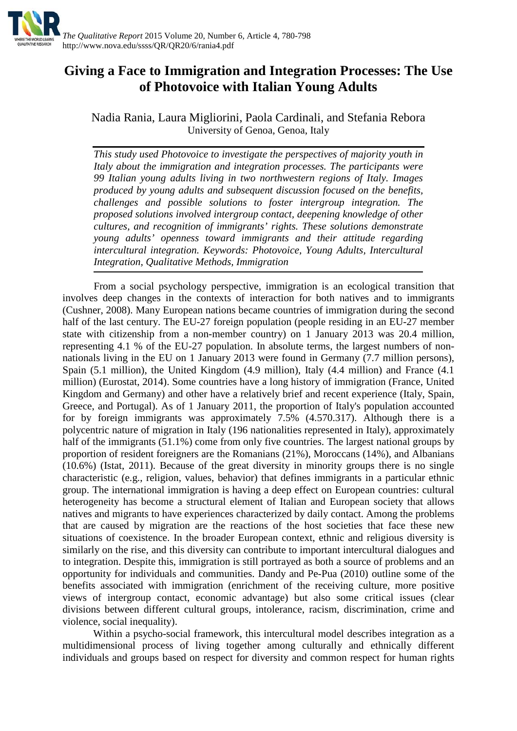# Giving a Face to Immigration and Integration Processes: The Use of Photovoice with Italian Young Adults

Nadia Rania, Laura Migliorini, Paola Cardinali, and Stefania Rebora
University of Genoa, Genoa, Italy

*This study used Photovoice to investigate the perspectives of majority youth in Italy about the immigration and integration processes. The participants were 99 Italian young adults living in two northwestern regions of Italy. Images produced by young adults and subsequent discussion focused on the benefits, challenges and possible solutions to foster intergroup integration. The proposed solutions involved intergroup contact, deepening knowledge of other cultures, and recognition of immigrants' rights. These solutions demonstrate young adults' openness toward immigrants and their attitude regarding intercultural integration. Keywords: Photovoice, Young Adults, Intercultural Integration, Qualitative Methods, Immigration*

From a social psychology perspective, immigration is an ecological transition that involves deep changes in the contexts of interaction for both natives and to immigrants (Cushner, 2008). Many European nations became countries of immigration during the second half of the last century. The EU-27 foreign population (people residing in an EU-27 member state with citizenship from a non-member country) on 1 January 2013 was 20.4 million, representing 4.1 % of the EU-27 population. In absolute terms, the largest numbers of non-nationals living in the EU on 1 January 2013 were found in Germany (7.7 million persons), Spain (5.1 million), the United Kingdom (4.9 million), Italy (4.4 million) and France (4.1 million) (Eurostat, 2014). Some countries have a long history of immigration (France, United Kingdom and Germany) and other have a relatively brief and recent experience (Italy, Spain, Greece, and Portugal). As of 1 January 2011, the proportion of Italy's population accounted for by foreign immigrants was approximately 7.5% (4.570.317). Although there is a polycentric nature of migration in Italy (196 nationalities represented in Italy), approximately half of the immigrants (51.1%) come from only five countries. The largest national groups by proportion of resident foreigners are the Romanians (21%), Moroccans (14%), and Albanians (10.6%) (Istat, 2011). Because of the great diversity in minority groups there is no single characteristic (e.g., religion, values, behavior) that defines immigrants in a particular ethnic group. The international immigration is having a deep effect on European countries: cultural heterogeneity has become a structural element of Italian and European society that allows natives and migrants to have experiences characterized by daily contact. Among the problems that are caused by migration are the reactions of the host societies that face these new situations of coexistence. In the broader European context, ethnic and religious diversity is similarly on the rise, and this diversity can contribute to important intercultural dialogues and to integration. Despite this, immigration is still portrayed as both a source of problems and an opportunity for individuals and communities. Dandy and Pe-Pua (2010) outline some of the benefits associated with immigration (enrichment of the receiving culture, more positive views of intergroup contact, economic advantage) but also some critical issues (clear divisions between different cultural groups, intolerance, racism, discrimination, crime and violence, social inequality).

Within a psycho-social framework, this intercultural model describes integration as a multidimensional process of living together among culturally and ethnically different individuals and groups based on respect for diversity and common respect for human rights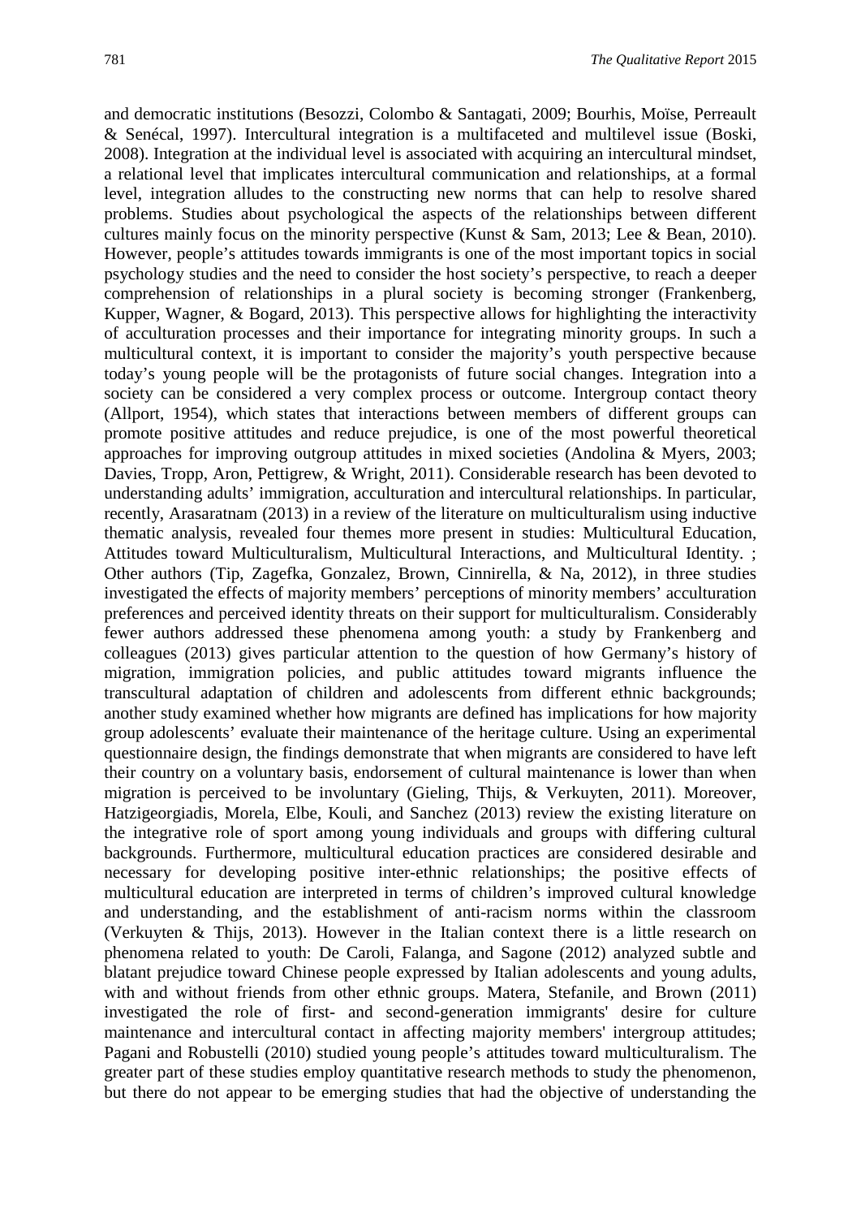and democratic institutions (Besozzi, Colombo & Santagati, 2009; Bourhis, Moïse, Perreault & Senécal, 1997). Intercultural integration is a multifaceted and multilevel issue (Boski, 2008). Integration at the individual level is associated with acquiring an intercultural mindset, a relational level that implicates intercultural communication and relationships, at a formal level, integration alludes to the constructing new norms that can help to resolve shared problems. Studies about psychological the aspects of the relationships between different cultures mainly focus on the minority perspective (Kunst & Sam, 2013; Lee & Bean, 2010). However, people's attitudes towards immigrants is one of the most important topics in social psychology studies and the need to consider the host society's perspective, to reach a deeper comprehension of relationships in a plural society is becoming stronger (Frankenberg, Kupper, Wagner, & Bogard, 2013). This perspective allows for highlighting the interactivity of acculturation processes and their importance for integrating minority groups. In such a multicultural context, it is important to consider the majority's youth perspective because today's young people will be the protagonists of future social changes. Integration into a society can be considered a very complex process or outcome. Intergroup contact theory (Allport, 1954), which states that interactions between members of different groups can promote positive attitudes and reduce prejudice, is one of the most powerful theoretical approaches for improving outgroup attitudes in mixed societies (Andolina & Myers, 2003; Davies, Tropp, Aron, Pettigrew, & Wright, 2011). Considerable research has been devoted to understanding adults' immigration, acculturation and intercultural relationships. In particular, recently, Arasaratnam (2013) in a review of the literature on multiculturalism using inductive thematic analysis, revealed four themes more present in studies: Multicultural Education, Attitudes toward Multiculturalism, Multicultural Interactions, and Multicultural Identity. ; Other authors (Tip, Zagefka, Gonzalez, Brown, Cinnirella, & Na, 2012), in three studies investigated the effects of majority members' perceptions of minority members' acculturation preferences and perceived identity threats on their support for multiculturalism. Considerably fewer authors addressed these phenomena among youth: a study by Frankenberg and colleagues (2013) gives particular attention to the question of how Germany's history of migration, immigration policies, and public attitudes toward migrants influence the transcultural adaptation of children and adolescents from different ethnic backgrounds; another study examined whether how migrants are defined has implications for how majority group adolescents' evaluate their maintenance of the heritage culture. Using an experimental questionnaire design, the findings demonstrate that when migrants are considered to have left their country on a voluntary basis, endorsement of cultural maintenance is lower than when migration is perceived to be involuntary (Gieling, Thijs, & Verkuyten, 2011). Moreover, Hatzigeorgiadis, Morela, Elbe, Kouli, and Sanchez (2013) review the existing literature on the integrative role of sport among young individuals and groups with differing cultural backgrounds. Furthermore, multicultural education practices are considered desirable and necessary for developing positive inter-ethnic relationships; the positive effects of multicultural education are interpreted in terms of children's improved cultural knowledge and understanding, and the establishment of anti-racism norms within the classroom (Verkuyten & Thijs, 2013). However in the Italian context there is a little research on phenomena related to youth: De Caroli, Falanga, and Sagone (2012) analyzed subtle and blatant prejudice toward Chinese people expressed by Italian adolescents and young adults, with and without friends from other ethnic groups. Matera, Stefanile, and Brown (2011) investigated the role of first- and second-generation immigrants' desire for culture maintenance and intercultural contact in affecting majority members' intergroup attitudes; Pagani and Robustelli (2010) studied young people's attitudes toward multiculturalism. The greater part of these studies employ quantitative research methods to study the phenomenon, but there do not appear to be emerging studies that had the objective of understanding the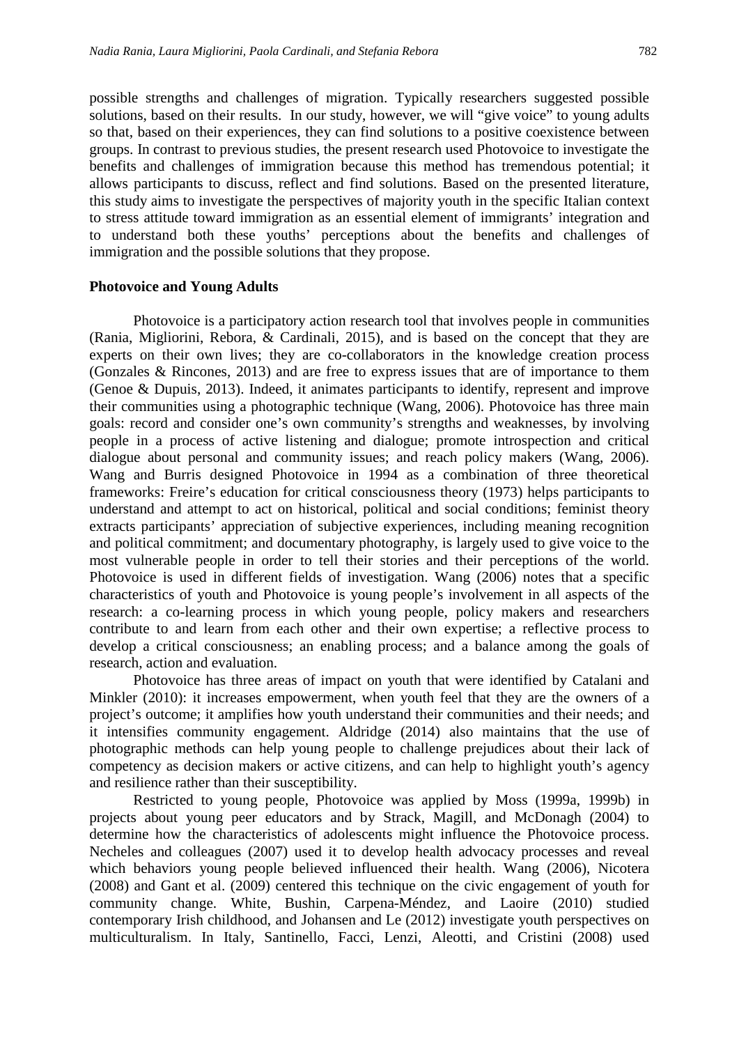possible strengths and challenges of migration. Typically researchers suggested possible solutions, based on their results. In our study, however, we will "give voice" to young adults so that, based on their experiences, they can find solutions to a positive coexistence between groups. In contrast to previous studies, the present research used Photovoice to investigate the benefits and challenges of immigration because this method has tremendous potential; it allows participants to discuss, reflect and find solutions. Based on the presented literature, this study aims to investigate the perspectives of majority youth in the specific Italian context to stress attitude toward immigration as an essential element of immigrants' integration and to understand both these youths' perceptions about the benefits and challenges of immigration and the possible solutions that they propose.

**Photovoice and Young Adults**

Photovoice is a participatory action research tool that involves people in communities (Rania, Migliorini, Rebora, & Cardinali, 2015), and is based on the concept that they are experts on their own lives; they are co-collaborators in the knowledge creation process (Gonzales & Rincones, 2013) and are free to express issues that are of importance to them (Genoe & Dupuis, 2013). Indeed, it animates participants to identify, represent and improve their communities using a photographic technique (Wang, 2006). Photovoice has three main goals: record and consider one's own community's strengths and weaknesses, by involving people in a process of active listening and dialogue; promote introspection and critical dialogue about personal and community issues; and reach policy makers (Wang, 2006). Wang and Burris designed Photovoice in 1994 as a combination of three theoretical frameworks: Freire's education for critical consciousness theory (1973) helps participants to understand and attempt to act on historical, political and social conditions; feminist theory extracts participants' appreciation of subjective experiences, including meaning recognition and political commitment; and documentary photography, is largely used to give voice to the most vulnerable people in order to tell their stories and their perceptions of the world. Photovoice is used in different fields of investigation. Wang (2006) notes that a specific characteristics of youth and Photovoice is young people's involvement in all aspects of the research: a co-learning process in which young people, policy makers and researchers contribute to and learn from each other and their own expertise; a reflective process to develop a critical consciousness; an enabling process; and a balance among the goals of research, action and evaluation.

Photovoice has three areas of impact on youth that were identified by Catalani and Minkler (2010): it increases empowerment, when youth feel that they are the owners of a project's outcome; it amplifies how youth understand their communities and their needs; and it intensifies community engagement. Aldridge (2014) also maintains that the use of photographic methods can help young people to challenge prejudices about their lack of competency as decision makers or active citizens, and can help to highlight youth's agency and resilience rather than their susceptibility.

Restricted to young people, Photovoice was applied by Moss (1999a, 1999b) in projects about young peer educators and by Strack, Magill, and McDonagh (2004) to determine how the characteristics of adolescents might influence the Photovoice process. Necheles and colleagues (2007) used it to develop health advocacy processes and reveal which behaviors young people believed influenced their health. Wang (2006), Nicotera (2008) and Gant et al. (2009) centered this technique on the civic engagement of youth for community change. White, Bushin, Carpena-Méndez, and Laoire (2010) studied contemporary Irish childhood, and Johansen and Le (2012) investigate youth perspectives on multiculturalism. In Italy, Santinello, Facci, Lenzi, Aleotti, and Cristini (2008) used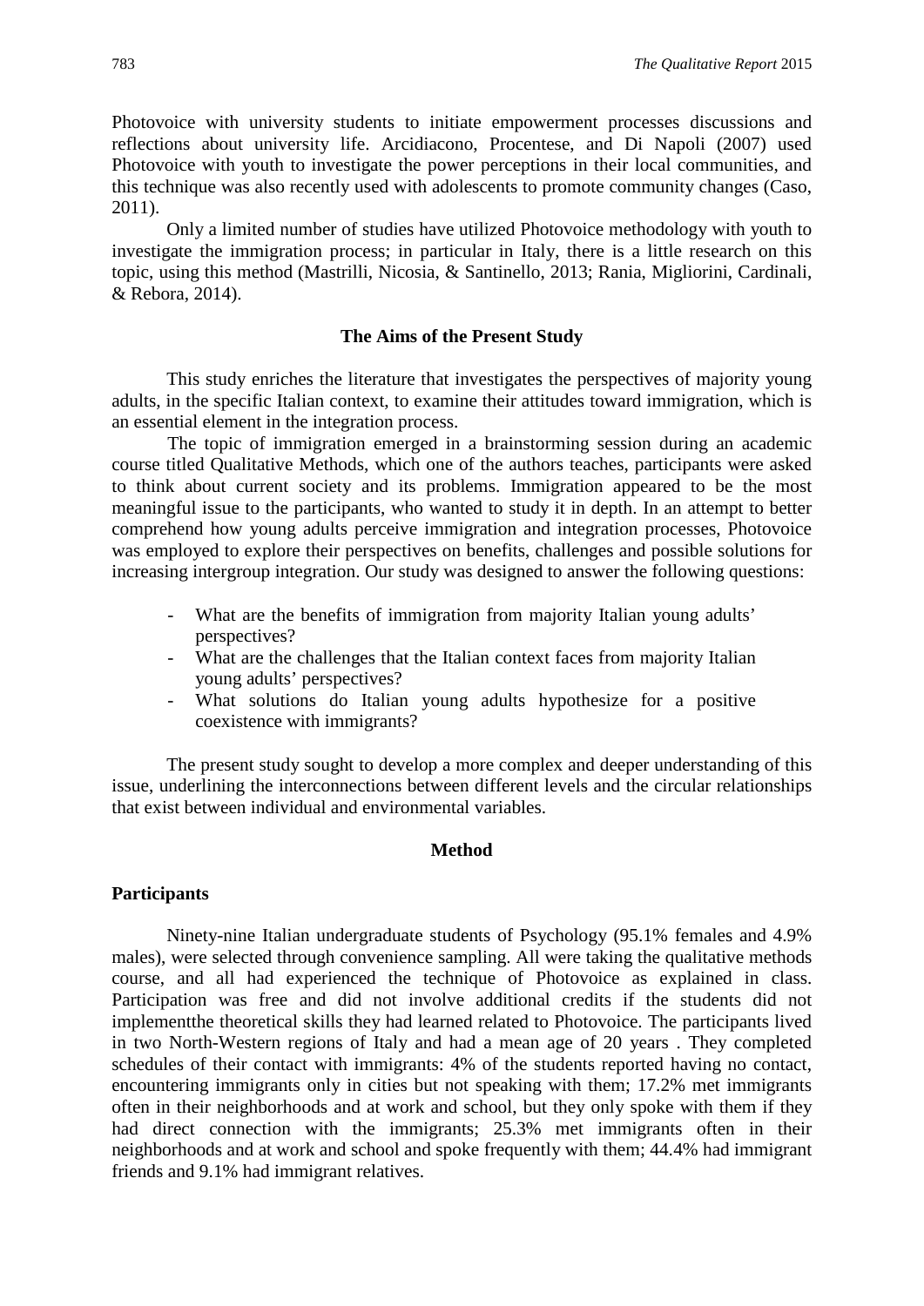Photovoice with university students to initiate empowerment processes discussions and reflections about university life. Arcidiacono, Procentese, and Di Napoli (2007) used Photovoice with youth to investigate the power perceptions in their local communities, and this technique was also recently used with adolescents to promote community changes (Caso, 2011).

Only a limited number of studies have utilized Photovoice methodology with youth to investigate the immigration process; in particular in Italy, there is a little research on this topic, using this method (Mastrilli, Nicosia, & Santinello, 2013; Rania, Migliorini, Cardinali, & Rebora, 2014).

### The Aims of the Present Study

This study enriches the literature that investigates the perspectives of majority young adults, in the specific Italian context, to examine their attitudes toward immigration, which is an essential element in the integration process.

The topic of immigration emerged in a brainstorming session during an academic course titled Qualitative Methods, which one of the authors teaches, participants were asked to think about current society and its problems. Immigration appeared to be the most meaningful issue to the participants, who wanted to study it in depth. In an attempt to better comprehend how young adults perceive immigration and integration processes, Photovoice was employed to explore their perspectives on benefits, challenges and possible solutions for increasing intergroup integration. Our study was designed to answer the following questions:

- What are the benefits of immigration from majority Italian young adults' perspectives?
- What are the challenges that the Italian context faces from majority Italian young adults' perspectives?
- What solutions do Italian young adults hypothesize for a positive coexistence with immigrants?

The present study sought to develop a more complex and deeper understanding of this issue, underlining the interconnections between different levels and the circular relationships that exist between individual and environmental variables.

### Method

#### Participants

Ninety-nine Italian undergraduate students of Psychology (95.1% females and 4.9% males), were selected through convenience sampling. All were taking the qualitative methods course, and all had experienced the technique of Photovoice as explained in class. Participation was free and did not involve additional credits if the students did not implementthe theoretical skills they had learned related to Photovoice. The participants lived in two North-Western regions of Italy and had a mean age of 20 years . They completed schedules of their contact with immigrants: 4% of the students reported having no contact, encountering immigrants only in cities but not speaking with them; 17.2% met immigrants often in their neighborhoods and at work and school, but they only spoke with them if they had direct connection with the immigrants; 25.3% met immigrants often in their neighborhoods and at work and school and spoke frequently with them; 44.4% had immigrant friends and 9.1% had immigrant relatives.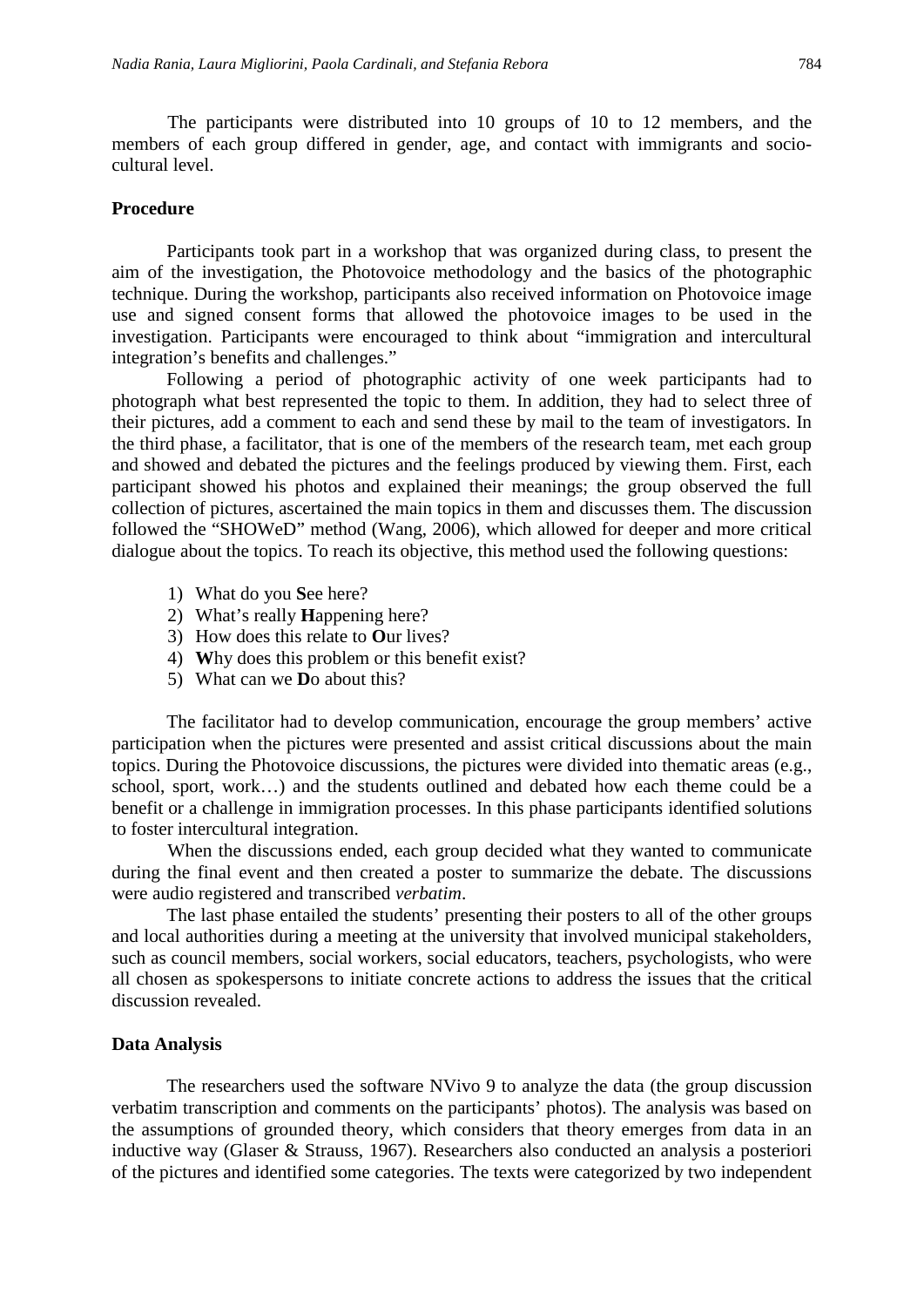The participants were distributed into 10 groups of 10 to 12 members, and the members of each group differed in gender, age, and contact with immigrants and socio-cultural level.

## Procedure

Participants took part in a workshop that was organized during class, to present the aim of the investigation, the Photovoice methodology and the basics of the photographic technique. During the workshop, participants also received information on Photovoice image use and signed consent forms that allowed the photovoice images to be used in the investigation. Participants were encouraged to think about "immigration and intercultural integration's benefits and challenges."

Following a period of photographic activity of one week participants had to photograph what best represented the topic to them. In addition, they had to select three of their pictures, add a comment to each and send these by mail to the team of investigators. In the third phase, a facilitator, that is one of the members of the research team, met each group and showed and debated the pictures and the feelings produced by viewing them. First, each participant showed his photos and explained their meanings; the group observed the full collection of pictures, ascertained the main topics in them and discusses them. The discussion followed the "SHOWeD" method (Wang, 2006), which allowed for deeper and more critical dialogue about the topics. To reach its objective, this method used the following questions:

1) What do you **S**ee here?
2) What's really **H**appening here?
3) How does this relate to **O**ur lives?
4) **W**hy does this problem or this benefit exist?
5) What can we **D**o about this?

The facilitator had to develop communication, encourage the group members' active participation when the pictures were presented and assist critical discussions about the main topics. During the Photovoice discussions, the pictures were divided into thematic areas (e.g., school, sport, work…) and the students outlined and debated how each theme could be a benefit or a challenge in immigration processes. In this phase participants identified solutions to foster intercultural integration.

When the discussions ended, each group decided what they wanted to communicate during the final event and then created a poster to summarize the debate. The discussions were audio registered and transcribed *verbatim*.

The last phase entailed the students' presenting their posters to all of the other groups and local authorities during a meeting at the university that involved municipal stakeholders, such as council members, social workers, social educators, teachers, psychologists, who were all chosen as spokespersons to initiate concrete actions to address the issues that the critical discussion revealed.

## Data Analysis

The researchers used the software NVivo 9 to analyze the data (the group discussion verbatim transcription and comments on the participants' photos). The analysis was based on the assumptions of grounded theory, which considers that theory emerges from data in an inductive way (Glaser & Strauss, 1967). Researchers also conducted an analysis a posteriori of the pictures and identified some categories. The texts were categorized by two independent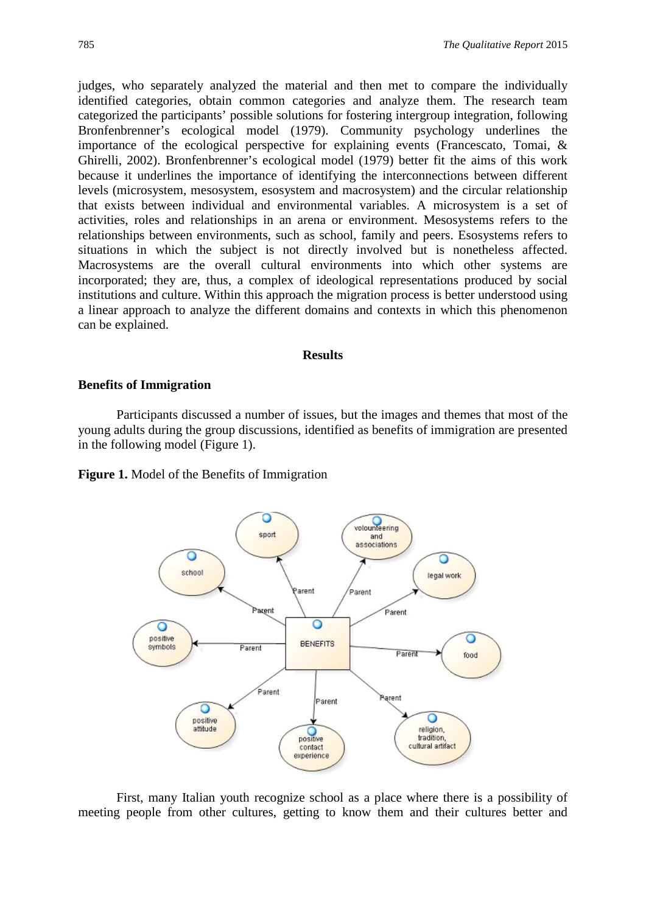judges, who separately analyzed the material and then met to compare the individually identified categories, obtain common categories and analyze them. The research team categorized the participants' possible solutions for fostering intergroup integration, following Bronfenbrenner's ecological model (1979). Community psychology underlines the importance of the ecological perspective for explaining events (Francescato, Tomai, & Ghirelli, 2002). Bronfenbrenner's ecological model (1979) better fit the aims of this work because it underlines the importance of identifying the interconnections between different levels (microsystem, mesosystem, esosystem and macrosystem) and the circular relationship that exists between individual and environmental variables. A microsystem is a set of activities, roles and relationships in an arena or environment. Mesosystems refers to the relationships between environments, such as school, family and peers. Esosystems refers to situations in which the subject is not directly involved but is nonetheless affected. Macrosystems are the overall cultural environments into which other systems are incorporated; they are, thus, a complex of ideological representations produced by social institutions and culture. Within this approach the migration process is better understood using a linear approach to analyze the different domains and contexts in which this phenomenon can be explained.

## Results

### Benefits of Immigration

Participants discussed a number of issues, but the images and themes that most of the young adults during the group discussions, identified as benefits of immigration are presented in the following model (Figure 1).

**Figure 1.** Model of the Benefits of Immigration

First, many Italian youth recognize school as a place where there is a possibility of meeting people from other cultures, getting to know them and their cultures better and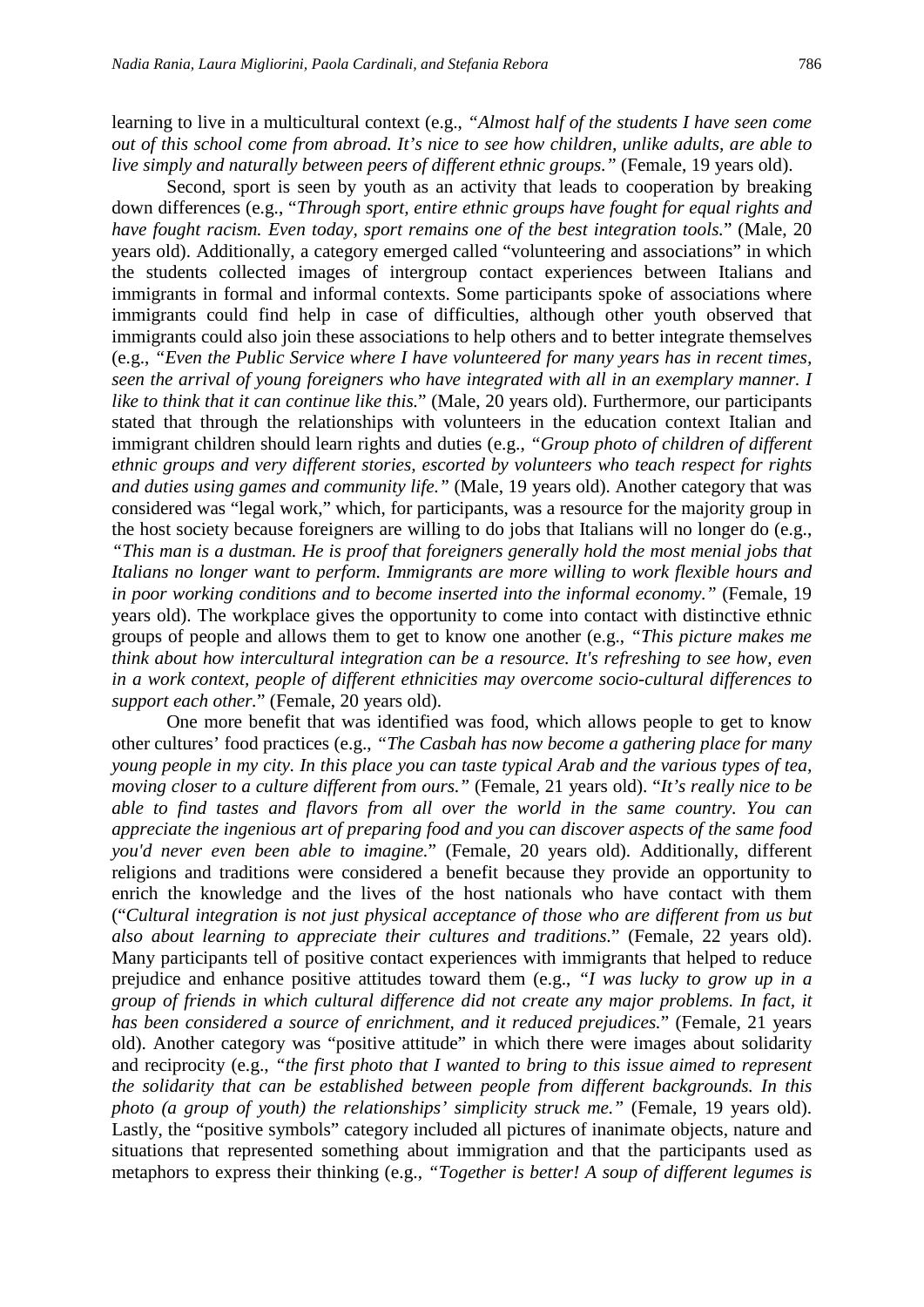learning to live in a multicultural context (e.g., *"Almost half of the students I have seen come out of this school come from abroad. It's nice to see how children, unlike adults, are able to live simply and naturally between peers of different ethnic groups."* (Female, 19 years old).

Second, sport is seen by youth as an activity that leads to cooperation by breaking down differences (e.g., "*Through sport, entire ethnic groups have fought for equal rights and have fought racism. Even today, sport remains one of the best integration tools.*" (Male, 20 years old). Additionally, a category emerged called "volunteering and associations" in which the students collected images of intergroup contact experiences between Italians and immigrants in formal and informal contexts. Some participants spoke of associations where immigrants could find help in case of difficulties, although other youth observed that immigrants could also join these associations to help others and to better integrate themselves (e.g., *"Even the Public Service where I have volunteered for many years has in recent times, seen the arrival of young foreigners who have integrated with all in an exemplary manner. I like to think that it can continue like this.*" (Male, 20 years old). Furthermore, our participants stated that through the relationships with volunteers in the education context Italian and immigrant children should learn rights and duties (e.g., *"Group photo of children of different ethnic groups and very different stories, escorted by volunteers who teach respect for rights and duties using games and community life."* (Male, 19 years old). Another category that was considered was "legal work," which, for participants, was a resource for the majority group in the host society because foreigners are willing to do jobs that Italians will no longer do (e.g., *"This man is a dustman. He is proof that foreigners generally hold the most menial jobs that Italians no longer want to perform. Immigrants are more willing to work flexible hours and in poor working conditions and to become inserted into the informal economy."* (Female, 19 years old). The workplace gives the opportunity to come into contact with distinctive ethnic groups of people and allows them to get to know one another (e.g., *"This picture makes me think about how intercultural integration can be a resource. It's refreshing to see how, even in a work context, people of different ethnicities may overcome socio-cultural differences to support each other.*" (Female, 20 years old).

One more benefit that was identified was food, which allows people to get to know other cultures' food practices (e.g., *"The Casbah has now become a gathering place for many young people in my city. In this place you can taste typical Arab and the various types of tea, moving closer to a culture different from ours."* (Female, 21 years old). "*It's really nice to be able to find tastes and flavors from all over the world in the same country. You can appreciate the ingenious art of preparing food and you can discover aspects of the same food you'd never even been able to imagine.*" (Female, 20 years old). Additionally, different religions and traditions were considered a benefit because they provide an opportunity to enrich the knowledge and the lives of the host nationals who have contact with them ("*Cultural integration is not just physical acceptance of those who are different from us but also about learning to appreciate their cultures and traditions.*" (Female, 22 years old). Many participants tell of positive contact experiences with immigrants that helped to reduce prejudice and enhance positive attitudes toward them (e.g., *"I was lucky to grow up in a group of friends in which cultural difference did not create any major problems. In fact, it has been considered a source of enrichment, and it reduced prejudices.*" (Female, 21 years old). Another category was "positive attitude" in which there were images about solidarity and reciprocity (e.g., *"the first photo that I wanted to bring to this issue aimed to represent the solidarity that can be established between people from different backgrounds. In this photo (a group of youth) the relationships' simplicity struck me."* (Female, 19 years old). Lastly, the "positive symbols" category included all pictures of inanimate objects, nature and situations that represented something about immigration and that the participants used as metaphors to express their thinking (e.g., *"Together is better! A soup of different legumes is*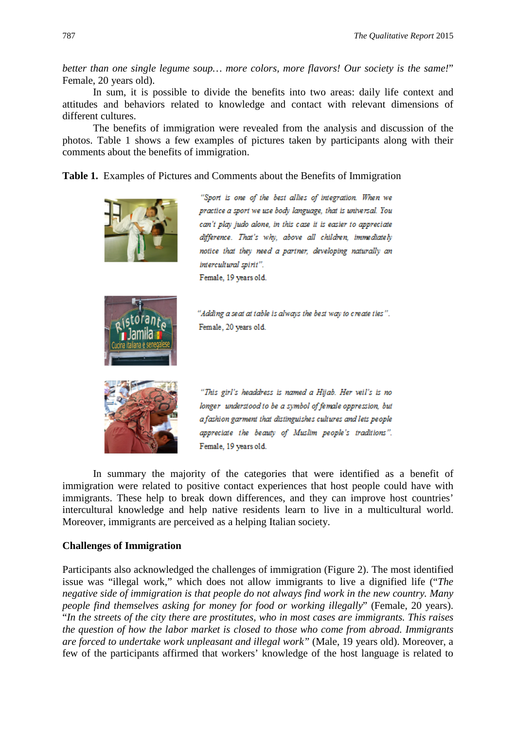*better than one single legume soup… more colors, more flavors! Our society is the same!*" Female, 20 years old).

In sum, it is possible to divide the benefits into two areas: daily life context and attitudes and behaviors related to knowledge and contact with relevant dimensions of different cultures.

The benefits of immigration were revealed from the analysis and discussion of the photos. Table 1 shows a few examples of pictures taken by participants along with their comments about the benefits of immigration.

**Table 1.** Examples of Pictures and Comments about the Benefits of Immigration

| Picture | Comment |
|---|---|
| | *"Sport is one of the best allies of integration. When we practice a sport we use body language, that is universal. You can't play judo alone, in this case it is easier to appreciate difference. That's why, above all children, immediately notice that they need a partner, developing naturally an intercultural spirit".* Female, 19 years old. |
| | *"Adding a seat at table is always the best way to create ties".* Female, 20 years old. |
| | *"This girl's headdress is named a Hijab. Her veil's is no longer understood to be a symbol of female oppression, but a fashion garment that distinguishes cultures and lets people appreciate the beauty of Muslim people's traditions".* Female, 19 years old. |

In summary the majority of the categories that were identified as a benefit of immigration were related to positive contact experiences that host people could have with immigrants. These help to break down differences, and they can improve host countries' intercultural knowledge and help native residents learn to live in a multicultural world. Moreover, immigrants are perceived as a helping Italian society.

**Challenges of Immigration**

Participants also acknowledged the challenges of immigration (Figure 2). The most identified issue was "illegal work," which does not allow immigrants to live a dignified life ("*The negative side of immigration is that people do not always find work in the new country. Many people find themselves asking for money for food or working illegally*" (Female, 20 years). "*In the streets of the city there are prostitutes, who in most cases are immigrants. This raises the question of how the labor market is closed to those who come from abroad. Immigrants are forced to undertake work unpleasant and illegal work"* (Male, 19 years old). Moreover, a few of the participants affirmed that workers' knowledge of the host language is related to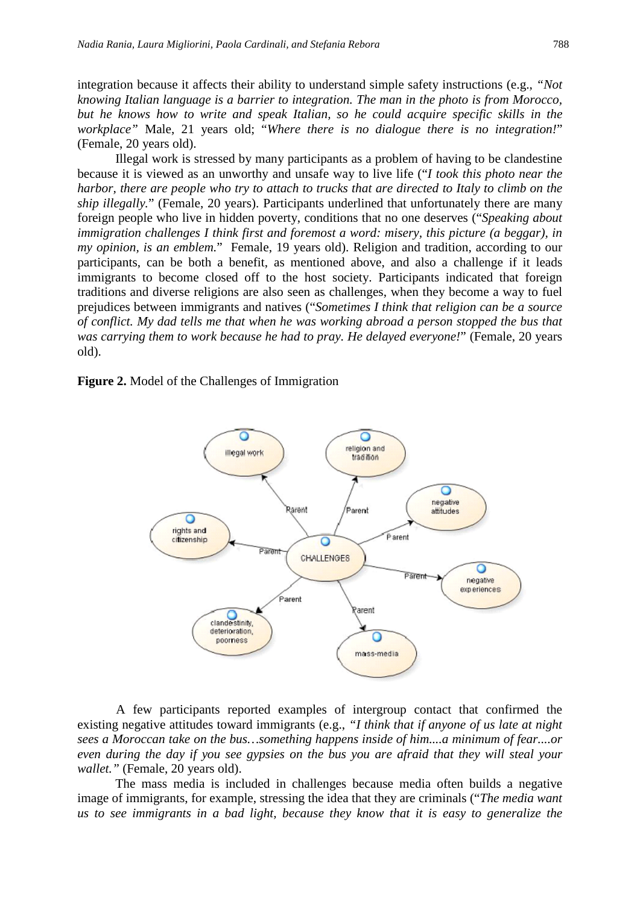integration because it affects their ability to understand simple safety instructions (e.g., *"Not knowing Italian language is a barrier to integration. The man in the photo is from Morocco, but he knows how to write and speak Italian, so he could acquire specific skills in the workplace"* Male, 21 years old; "*Where there is no dialogue there is no integration!*" (Female, 20 years old).

Illegal work is stressed by many participants as a problem of having to be clandestine because it is viewed as an unworthy and unsafe way to live life ("*I took this photo near the harbor, there are people who try to attach to trucks that are directed to Italy to climb on the ship illegally.*" (Female, 20 years). Participants underlined that unfortunately there are many foreign people who live in hidden poverty, conditions that no one deserves ("*Speaking about immigration challenges I think first and foremost a word: misery, this picture (a beggar), in my opinion, is an emblem.*" Female, 19 years old). Religion and tradition, according to our participants, can be both a benefit, as mentioned above, and also a challenge if it leads immigrants to become closed off to the host society. Participants indicated that foreign traditions and diverse religions are also seen as challenges, when they become a way to fuel prejudices between immigrants and natives ("*Sometimes I think that religion can be a source of conflict. My dad tells me that when he was working abroad a person stopped the bus that was carrying them to work because he had to pray. He delayed everyone!*" (Female, 20 years old).

**Figure 2.** Model of the Challenges of Immigration

A few participants reported examples of intergroup contact that confirmed the existing negative attitudes toward immigrants (e.g., *"I think that if anyone of us late at night sees a Moroccan take on the bus…something happens inside of him....a minimum of fear....or even during the day if you see gypsies on the bus you are afraid that they will steal your wallet."* (Female, 20 years old).

The mass media is included in challenges because media often builds a negative image of immigrants, for example, stressing the idea that they are criminals ("*The media want us to see immigrants in a bad light, because they know that it is easy to generalize the*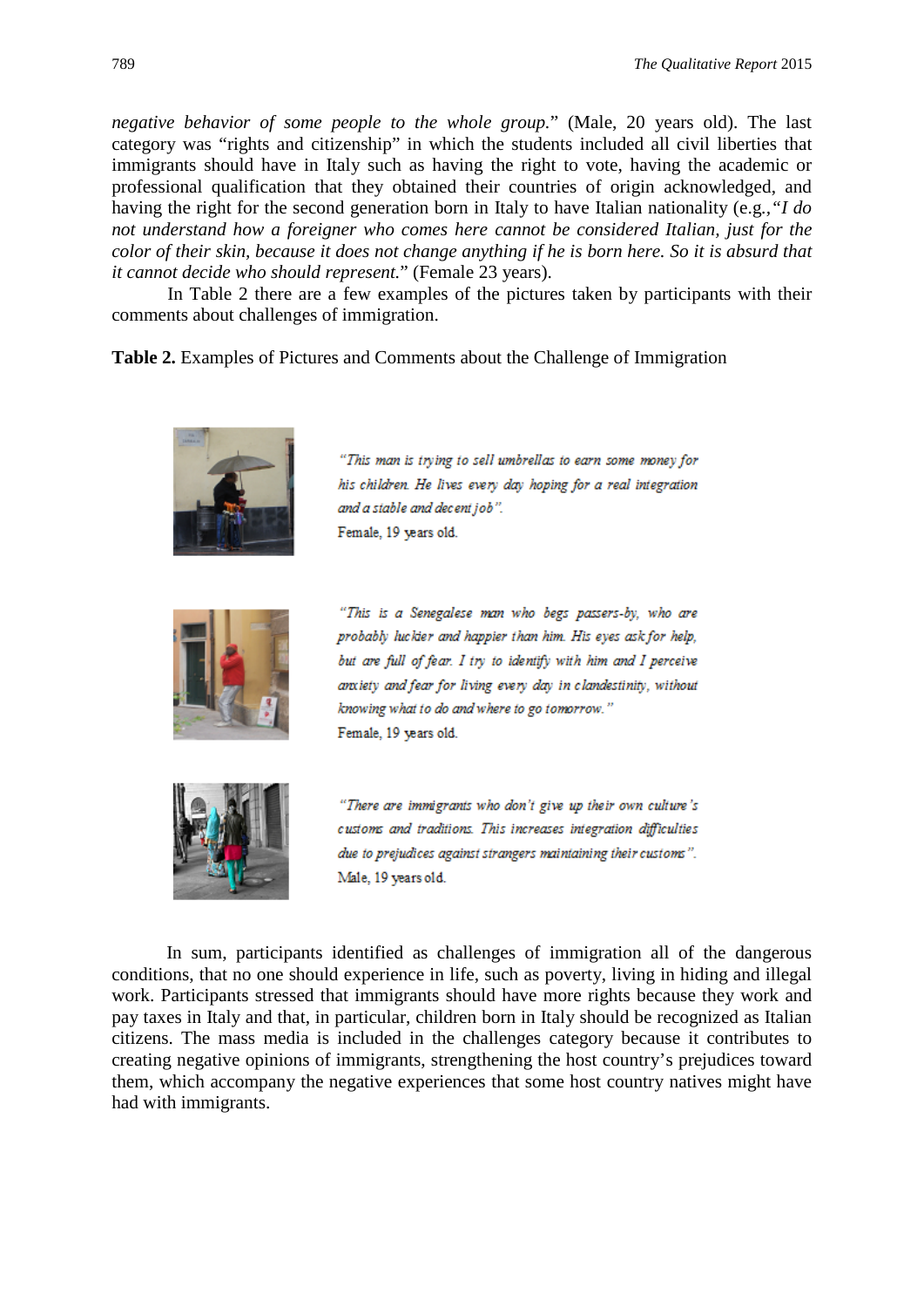*negative behavior of some people to the whole group.*" (Male, 20 years old). The last category was "rights and citizenship" in which the students included all civil liberties that immigrants should have in Italy such as having the right to vote, having the academic or professional qualification that they obtained their countries of origin acknowledged, and having the right for the second generation born in Italy to have Italian nationality (e.g., *"I do not understand how a foreigner who comes here cannot be considered Italian, just for the color of their skin, because it does not change anything if he is born here. So it is absurd that it cannot decide who should represent.*" (Female 23 years).

In Table 2 there are a few examples of the pictures taken by participants with their comments about challenges of immigration.

**Table 2.** Examples of Pictures and Comments about the Challenge of Immigration

| | |
|---|---|
| | *"This man is trying to sell umbrellas to earn some money for his children. He lives every day hoping for a real integration and a stable and decent job".* Female, 19 years old. |
| | *"This is a Senegalese man who begs passers-by, who are probably luckier and happier than him. His eyes ask for help, but are full of fear. I try to identify with him and I perceive anxiety and fear for living every day in clandestinity, without knowing what to do and where to go tomorrow."* Female, 19 years old. |
| | *"There are immigrants who don't give up their own culture's customs and traditions. This increases integration difficulties due to prejudices against strangers maintaining their customs".* Male, 19 years old. |

In sum, participants identified as challenges of immigration all of the dangerous conditions, that no one should experience in life, such as poverty, living in hiding and illegal work. Participants stressed that immigrants should have more rights because they work and pay taxes in Italy and that, in particular, children born in Italy should be recognized as Italian citizens. The mass media is included in the challenges category because it contributes to creating negative opinions of immigrants, strengthening the host country's prejudices toward them, which accompany the negative experiences that some host country natives might have had with immigrants.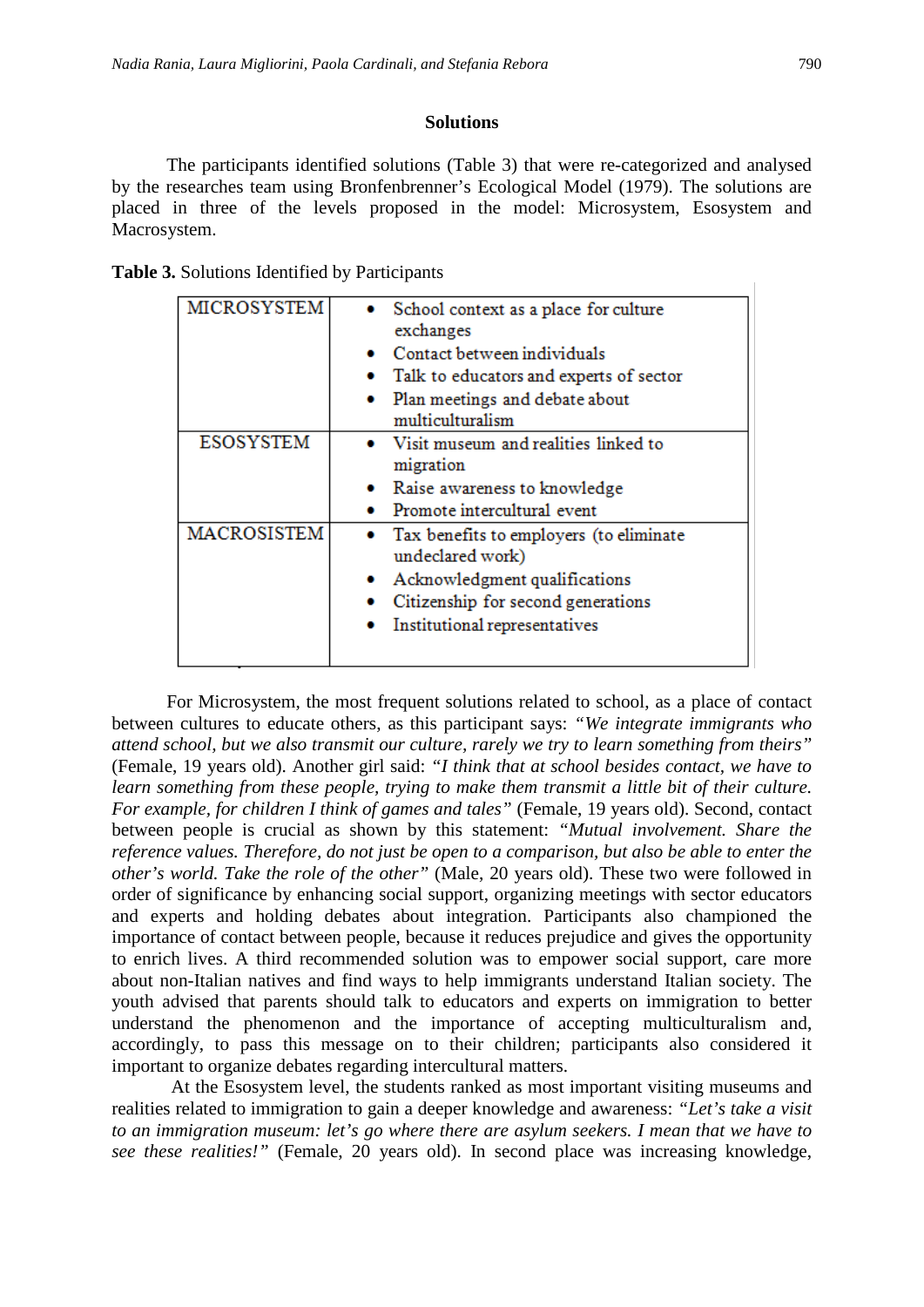## Solutions

The participants identified solutions (Table 3) that were re-categorized and analysed by the researches team using Bronfenbrenner's Ecological Model (1979). The solutions are placed in three of the levels proposed in the model: Microsystem, Esosystem and Macrosystem.

**Table 3.** Solutions Identified by Participants

| | |
|---|---|
| MICROSYSTEM | • School context as a place for culture exchanges<br>• Contact between individuals<br>• Talk to educators and experts of sector<br>• Plan meetings and debate about multiculturalism |
| ESOSYSTEM | • Visit museum and realities linked to migration<br>• Raise awareness to knowledge<br>• Promote intercultural event |
| MACROSISTEM | • Tax benefits to employers (to eliminate undeclared work)<br>• Acknowledgment qualifications<br>• Citizenship for second generations<br>• Institutional representatives |

For Microsystem, the most frequent solutions related to school, as a place of contact between cultures to educate others, as this participant says: *"We integrate immigrants who attend school, but we also transmit our culture, rarely we try to learn something from theirs"* (Female, 19 years old). Another girl said: *"I think that at school besides contact, we have to learn something from these people, trying to make them transmit a little bit of their culture. For example, for children I think of games and tales"* (Female, 19 years old). Second, contact between people is crucial as shown by this statement: *"Mutual involvement. Share the reference values. Therefore, do not just be open to a comparison, but also be able to enter the other's world. Take the role of the other"* (Male, 20 years old). These two were followed in order of significance by enhancing social support, organizing meetings with sector educators and experts and holding debates about integration. Participants also championed the importance of contact between people, because it reduces prejudice and gives the opportunity to enrich lives. A third recommended solution was to empower social support, care more about non-Italian natives and find ways to help immigrants understand Italian society. The youth advised that parents should talk to educators and experts on immigration to better understand the phenomenon and the importance of accepting multiculturalism and, accordingly, to pass this message on to their children; participants also considered it important to organize debates regarding intercultural matters.

At the Esosystem level, the students ranked as most important visiting museums and realities related to immigration to gain a deeper knowledge and awareness: *"Let's take a visit to an immigration museum: let's go where there are asylum seekers. I mean that we have to see these realities!"* (Female, 20 years old). In second place was increasing knowledge,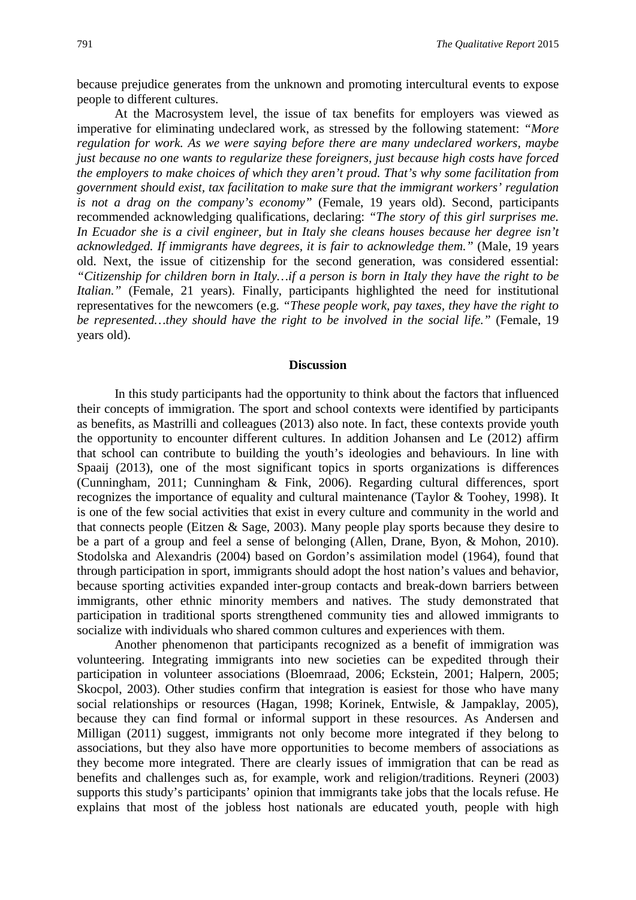because prejudice generates from the unknown and promoting intercultural events to expose people to different cultures.

At the Macrosystem level, the issue of tax benefits for employers was viewed as imperative for eliminating undeclared work, as stressed by the following statement: *"More regulation for work. As we were saying before there are many undeclared workers, maybe just because no one wants to regularize these foreigners, just because high costs have forced the employers to make choices of which they aren't proud. That's why some facilitation from government should exist, tax facilitation to make sure that the immigrant workers' regulation is not a drag on the company's economy"* (Female, 19 years old). Second, participants recommended acknowledging qualifications, declaring: *"The story of this girl surprises me. In Ecuador she is a civil engineer, but in Italy she cleans houses because her degree isn't acknowledged. If immigrants have degrees, it is fair to acknowledge them."* (Male, 19 years old. Next, the issue of citizenship for the second generation, was considered essential: *"Citizenship for children born in Italy…if a person is born in Italy they have the right to be Italian."* (Female, 21 years). Finally, participants highlighted the need for institutional representatives for the newcomers (e.g. *"These people work, pay taxes, they have the right to be represented…they should have the right to be involved in the social life."* (Female, 19 years old).

## Discussion

In this study participants had the opportunity to think about the factors that influenced their concepts of immigration. The sport and school contexts were identified by participants as benefits, as Mastrilli and colleagues (2013) also note. In fact, these contexts provide youth the opportunity to encounter different cultures. In addition Johansen and Le (2012) affirm that school can contribute to building the youth's ideologies and behaviours. In line with Spaaij (2013), one of the most significant topics in sports organizations is differences (Cunningham, 2011; Cunningham & Fink, 2006). Regarding cultural differences, sport recognizes the importance of equality and cultural maintenance (Taylor & Toohey, 1998). It is one of the few social activities that exist in every culture and community in the world and that connects people (Eitzen & Sage, 2003). Many people play sports because they desire to be a part of a group and feel a sense of belonging (Allen, Drane, Byon, & Mohon, 2010). Stodolska and Alexandris (2004) based on Gordon's assimilation model (1964), found that through participation in sport, immigrants should adopt the host nation's values and behavior, because sporting activities expanded inter-group contacts and break-down barriers between immigrants, other ethnic minority members and natives. The study demonstrated that participation in traditional sports strengthened community ties and allowed immigrants to socialize with individuals who shared common cultures and experiences with them.

Another phenomenon that participants recognized as a benefit of immigration was volunteering. Integrating immigrants into new societies can be expedited through their participation in volunteer associations (Bloemraad, 2006; Eckstein, 2001; Halpern, 2005; Skocpol, 2003). Other studies confirm that integration is easiest for those who have many social relationships or resources (Hagan, 1998; Korinek, Entwisle, & Jampaklay, 2005), because they can find formal or informal support in these resources. As Andersen and Milligan (2011) suggest, immigrants not only become more integrated if they belong to associations, but they also have more opportunities to become members of associations as they become more integrated. There are clearly issues of immigration that can be read as benefits and challenges such as, for example, work and religion/traditions. Reyneri (2003) supports this study's participants' opinion that immigrants take jobs that the locals refuse. He explains that most of the jobless host nationals are educated youth, people with high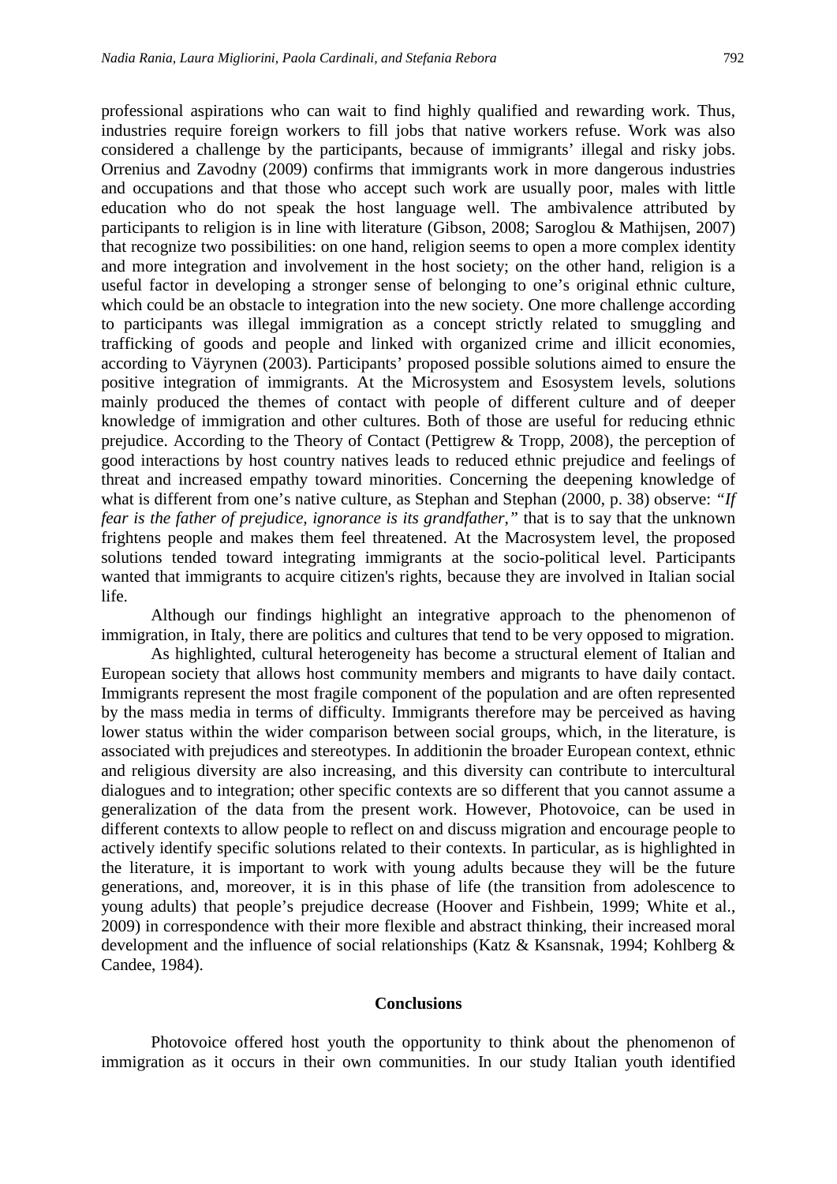professional aspirations who can wait to find highly qualified and rewarding work. Thus, industries require foreign workers to fill jobs that native workers refuse. Work was also considered a challenge by the participants, because of immigrants' illegal and risky jobs. Orrenius and Zavodny (2009) confirms that immigrants work in more dangerous industries and occupations and that those who accept such work are usually poor, males with little education who do not speak the host language well. The ambivalence attributed by participants to religion is in line with literature (Gibson, 2008; Saroglou & Mathijsen, 2007) that recognize two possibilities: on one hand, religion seems to open a more complex identity and more integration and involvement in the host society; on the other hand, religion is a useful factor in developing a stronger sense of belonging to one's original ethnic culture, which could be an obstacle to integration into the new society. One more challenge according to participants was illegal immigration as a concept strictly related to smuggling and trafficking of goods and people and linked with organized crime and illicit economies, according to Väyrynen (2003). Participants' proposed possible solutions aimed to ensure the positive integration of immigrants. At the Microsystem and Esosystem levels, solutions mainly produced the themes of contact with people of different culture and of deeper knowledge of immigration and other cultures. Both of those are useful for reducing ethnic prejudice. According to the Theory of Contact (Pettigrew & Tropp, 2008), the perception of good interactions by host country natives leads to reduced ethnic prejudice and feelings of threat and increased empathy toward minorities. Concerning the deepening knowledge of what is different from one's native culture, as Stephan and Stephan (2000, p. 38) observe: *"If fear is the father of prejudice, ignorance is its grandfather,"* that is to say that the unknown frightens people and makes them feel threatened. At the Macrosystem level, the proposed solutions tended toward integrating immigrants at the socio-political level. Participants wanted that immigrants to acquire citizen's rights, because they are involved in Italian social life.

Although our findings highlight an integrative approach to the phenomenon of immigration, in Italy, there are politics and cultures that tend to be very opposed to migration.

As highlighted, cultural heterogeneity has become a structural element of Italian and European society that allows host community members and migrants to have daily contact. Immigrants represent the most fragile component of the population and are often represented by the mass media in terms of difficulty. Immigrants therefore may be perceived as having lower status within the wider comparison between social groups, which, in the literature, is associated with prejudices and stereotypes. In additionin the broader European context, ethnic and religious diversity are also increasing, and this diversity can contribute to intercultural dialogues and to integration; other specific contexts are so different that you cannot assume a generalization of the data from the present work. However, Photovoice, can be used in different contexts to allow people to reflect on and discuss migration and encourage people to actively identify specific solutions related to their contexts. In particular, as is highlighted in the literature, it is important to work with young adults because they will be the future generations, and, moreover, it is in this phase of life (the transition from adolescence to young adults) that people's prejudice decrease (Hoover and Fishbein, 1999; White et al., 2009) in correspondence with their more flexible and abstract thinking, their increased moral development and the influence of social relationships (Katz & Ksansnak, 1994; Kohlberg & Candee, 1984).

## Conclusions

Photovoice offered host youth the opportunity to think about the phenomenon of immigration as it occurs in their own communities. In our study Italian youth identified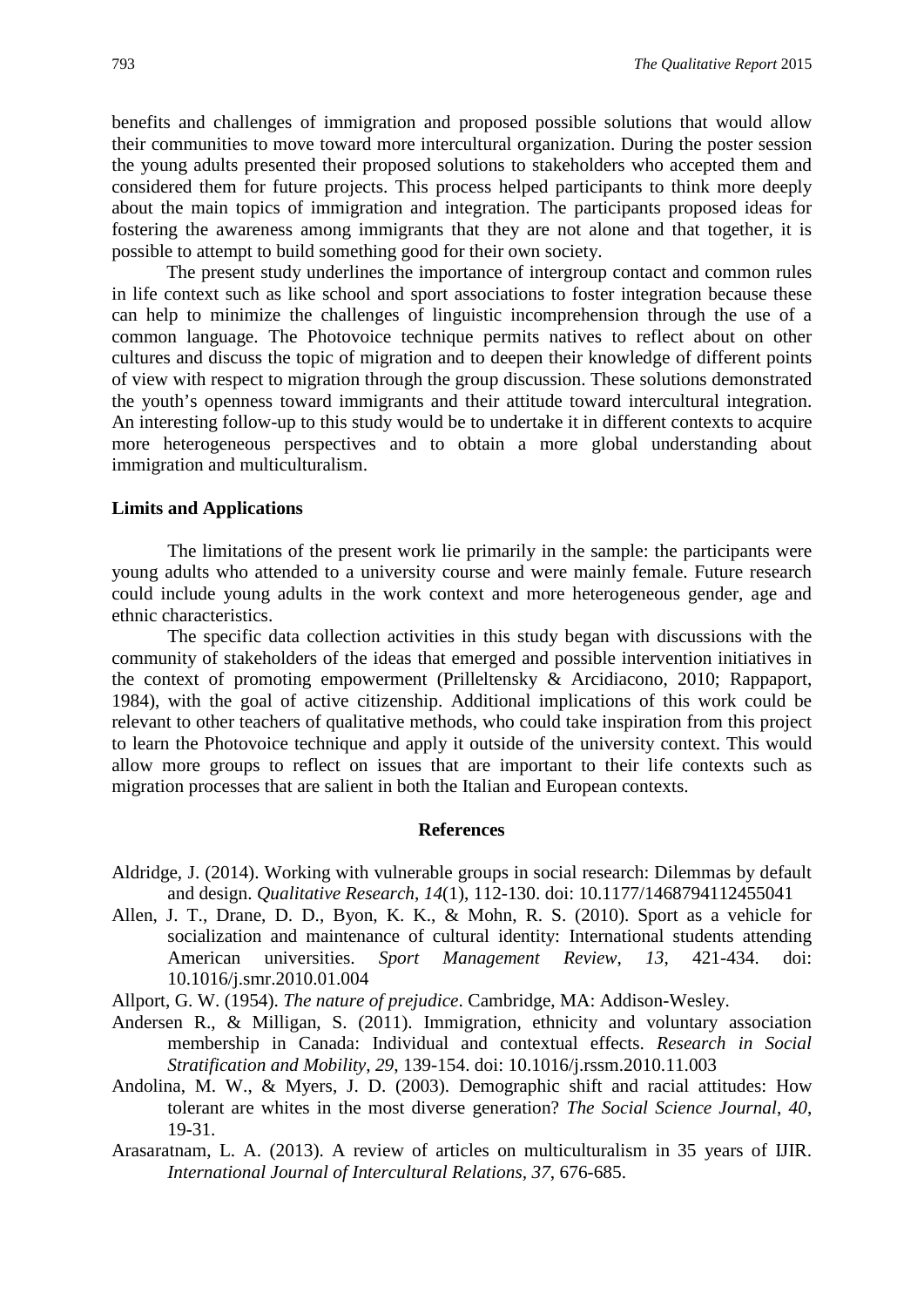benefits and challenges of immigration and proposed possible solutions that would allow their communities to move toward more intercultural organization. During the poster session the young adults presented their proposed solutions to stakeholders who accepted them and considered them for future projects. This process helped participants to think more deeply about the main topics of immigration and integration. The participants proposed ideas for fostering the awareness among immigrants that they are not alone and that together, it is possible to attempt to build something good for their own society.

The present study underlines the importance of intergroup contact and common rules in life context such as like school and sport associations to foster integration because these can help to minimize the challenges of linguistic incomprehension through the use of a common language. The Photovoice technique permits natives to reflect about on other cultures and discuss the topic of migration and to deepen their knowledge of different points of view with respect to migration through the group discussion. These solutions demonstrated the youth's openness toward immigrants and their attitude toward intercultural integration. An interesting follow-up to this study would be to undertake it in different contexts to acquire more heterogeneous perspectives and to obtain a more global understanding about immigration and multiculturalism.

### Limits and Applications

The limitations of the present work lie primarily in the sample: the participants were young adults who attended to a university course and were mainly female. Future research could include young adults in the work context and more heterogeneous gender, age and ethnic characteristics.

The specific data collection activities in this study began with discussions with the community of stakeholders of the ideas that emerged and possible intervention initiatives in the context of promoting empowerment (Prilleltensky & Arcidiacono, 2010; Rappaport, 1984), with the goal of active citizenship. Additional implications of this work could be relevant to other teachers of qualitative methods, who could take inspiration from this project to learn the Photovoice technique and apply it outside of the university context. This would allow more groups to reflect on issues that are important to their life contexts such as migration processes that are salient in both the Italian and European contexts.

## References

Aldridge, J. (2014). Working with vulnerable groups in social research: Dilemmas by default and design. *Qualitative Research*, *14*(1), 112-130. doi: 10.1177/1468794112455041

Allen, J. T., Drane, D. D., Byon, K. K., & Mohn, R. S. (2010). Sport as a vehicle for socialization and maintenance of cultural identity: International students attending American universities. *Sport Management Review*, *13*, 421-434. doi: 10.1016/j.smr.2010.01.004

Allport, G. W. (1954). *The nature of prejudice*. Cambridge, MA: Addison-Wesley.

Andersen R., & Milligan, S. (2011). Immigration, ethnicity and voluntary association membership in Canada: Individual and contextual effects. *Research in Social Stratification and Mobility*, *29*, 139-154. doi: 10.1016/j.rssm.2010.11.003

Andolina, M. W., & Myers, J. D. (2003). Demographic shift and racial attitudes: How tolerant are whites in the most diverse generation? *The Social Science Journal*, *40*, 19-31.

Arasaratnam, L. A. (2013). A review of articles on multiculturalism in 35 years of IJIR. *International Journal of Intercultural Relations*, *37*, 676-685.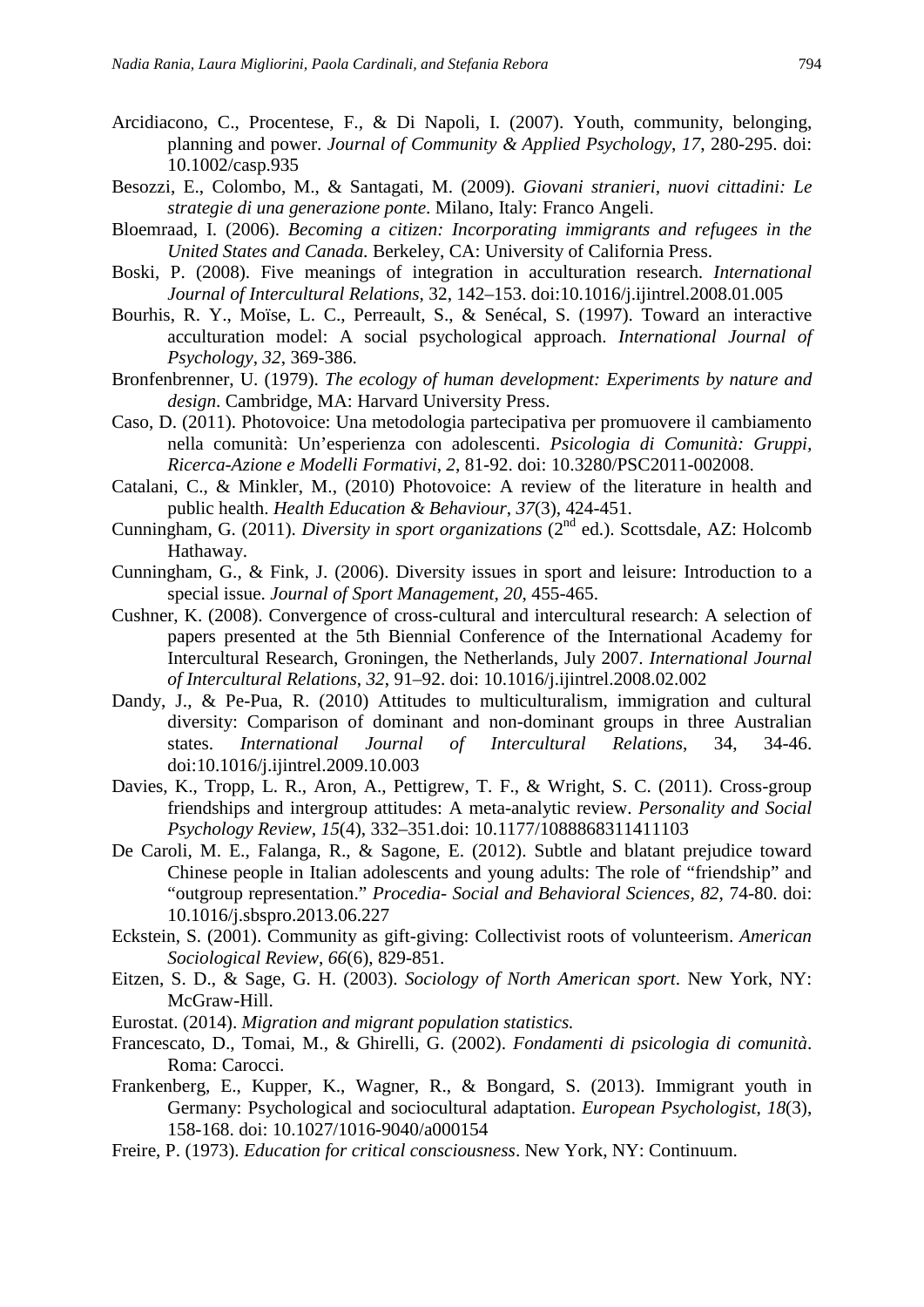Arcidiacono, C., Procentese, F., & Di Napoli, I. (2007). Youth, community, belonging, planning and power. *Journal of Community & Applied Psychology*, *17*, 280-295. doi: 10.1002/casp.935

Besozzi, E., Colombo, M., & Santagati, M. (2009). *Giovani stranieri, nuovi cittadini: Le strategie di una generazione ponte*. Milano, Italy: Franco Angeli.

Bloemraad, I. (2006). *Becoming a citizen: Incorporating immigrants and refugees in the United States and Canada.* Berkeley, CA: University of California Press.

Boski, P. (2008). Five meanings of integration in acculturation research. *International Journal of Intercultural Relations*, 32, 142–153. doi:10.1016/j.ijintrel.2008.01.005

Bourhis, R. Y., Moïse, L. C., Perreault, S., & Senécal, S. (1997). Toward an interactive acculturation model: A social psychological approach. *International Journal of Psychology*, *32*, 369-386.

Bronfenbrenner, U. (1979). *The ecology of human development: Experiments by nature and design*. Cambridge, MA: Harvard University Press.

Caso, D. (2011). Photovoice: Una metodologia partecipativa per promuovere il cambiamento nella comunità: Un'esperienza con adolescenti. *Psicologia di Comunità: Gruppi, Ricerca-Azione e Modelli Formativi*, *2*, 81-92. doi: 10.3280/PSC2011-002008.

Catalani, C., & Minkler, M., (2010) Photovoice: A review of the literature in health and public health. *Health Education & Behaviour*, *37*(3), 424-451.

Cunningham, G. (2011). *Diversity in sport organizations* (2nd ed.). Scottsdale, AZ: Holcomb Hathaway.

Cunningham, G., & Fink, J. (2006). Diversity issues in sport and leisure: Introduction to a special issue. *Journal of Sport Management*, *20*, 455-465.

Cushner, K. (2008). Convergence of cross-cultural and intercultural research: A selection of papers presented at the 5th Biennial Conference of the International Academy for Intercultural Research, Groningen, the Netherlands, July 2007. *International Journal of Intercultural Relations*, *32*, 91–92. doi: 10.1016/j.ijintrel.2008.02.002

Dandy, J., & Pe-Pua, R. (2010) Attitudes to multiculturalism, immigration and cultural diversity: Comparison of dominant and non-dominant groups in three Australian states. *International Journal of Intercultural Relations*, 34, 34-46. doi:10.1016/j.ijintrel.2009.10.003

Davies, K., Tropp, L. R., Aron, A., Pettigrew, T. F., & Wright, S. C. (2011). Cross-group friendships and intergroup attitudes: A meta-analytic review. *Personality and Social Psychology Review*, *15*(4), 332–351.doi: 10.1177/1088868311411103

De Caroli, M. E., Falanga, R., & Sagone, E. (2012). Subtle and blatant prejudice toward Chinese people in Italian adolescents and young adults: The role of "friendship" and "outgroup representation." *Procedia- Social and Behavioral Sciences*, *82*, 74-80. doi: 10.1016/j.sbspro.2013.06.227

Eckstein, S. (2001). Community as gift-giving: Collectivist roots of volunteerism. *American Sociological Review*, *66*(6), 829-851.

Eitzen, S. D., & Sage, G. H. (2003). *Sociology of North American sport*. New York, NY: McGraw-Hill.

Eurostat. (2014). *Migration and migrant population statistics.*

Francescato, D., Tomai, M., & Ghirelli, G. (2002). *Fondamenti di psicologia di comunità*. Roma: Carocci.

Frankenberg, E., Kupper, K., Wagner, R., & Bongard, S. (2013). Immigrant youth in Germany: Psychological and sociocultural adaptation. *European Psychologist*, *18*(3), 158-168. doi: 10.1027/1016-9040/a000154

Freire, P. (1973). *Education for critical consciousness*. New York, NY: Continuum.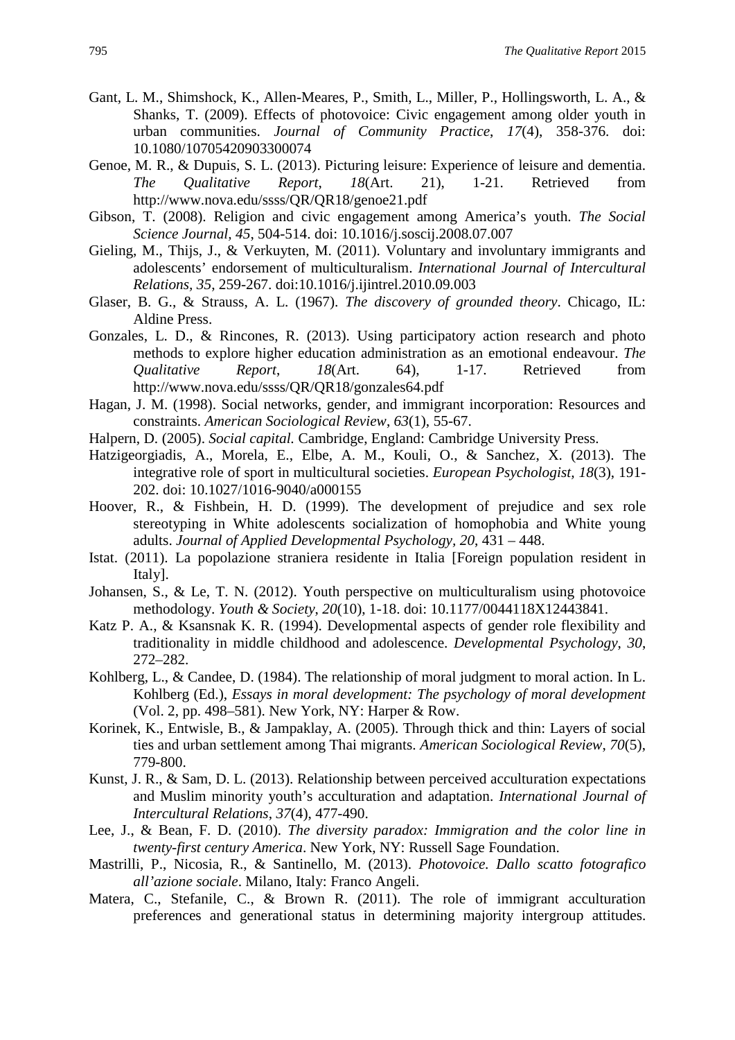Gant, L. M., Shimshock, K., Allen-Meares, P., Smith, L., Miller, P., Hollingsworth, L. A., & Shanks, T. (2009). Effects of photovoice: Civic engagement among older youth in urban communities. *Journal of Community Practice*, *17*(4), 358-376. doi: 10.1080/10705420903300074

Genoe, M. R., & Dupuis, S. L. (2013). Picturing leisure: Experience of leisure and dementia. *The Qualitative Report*, *18*(Art. 21), 1-21. Retrieved from http://www.nova.edu/ssss/QR/QR18/genoe21.pdf

Gibson, T. (2008). Religion and civic engagement among America's youth. *The Social Science Journal, 45*, 504-514. doi: 10.1016/j.soscij.2008.07.007

Gieling, M., Thijs, J., & Verkuyten, M. (2011). Voluntary and involuntary immigrants and adolescents' endorsement of multiculturalism. *International Journal of Intercultural Relations*, *35*, 259-267. doi:10.1016/j.ijintrel.2010.09.003

Glaser, B. G., & Strauss, A. L. (1967). *The discovery of grounded theory*. Chicago, IL: Aldine Press.

Gonzales, L. D., & Rincones, R. (2013). Using participatory action research and photo methods to explore higher education administration as an emotional endeavour. *The Qualitative Report*, *18*(Art. 64), 1-17. Retrieved from http://www.nova.edu/ssss/QR/QR18/gonzales64.pdf

Hagan, J. M. (1998). Social networks, gender, and immigrant incorporation: Resources and constraints. *American Sociological Review*, *63*(1), 55-67.

Halpern, D. (2005). *Social capital.* Cambridge, England: Cambridge University Press.

Hatzigeorgiadis, A., Morela, E., Elbe, A. M., Kouli, O., & Sanchez, X. (2013). The integrative role of sport in multicultural societies. *European Psychologist*, *18*(3), 191-202. doi: 10.1027/1016-9040/a000155

Hoover, R., & Fishbein, H. D. (1999). The development of prejudice and sex role stereotyping in White adolescents socialization of homophobia and White young adults. *Journal of Applied Developmental Psychology, 20*, 431 – 448.

Istat. (2011). La popolazione straniera residente in Italia [Foreign population resident in Italy].

Johansen, S., & Le, T. N. (2012). Youth perspective on multiculturalism using photovoice methodology. *Youth & Society*, *20*(10), 1-18. doi: 10.1177/0044118X12443841.

Katz P. A., & Ksansnak K. R. (1994). Developmental aspects of gender role flexibility and traditionality in middle childhood and adolescence. *Developmental Psychology*, *30*, 272–282.

Kohlberg, L., & Candee, D. (1984). The relationship of moral judgment to moral action. In L. Kohlberg (Ed.), *Essays in moral development: The psychology of moral development* (Vol. 2, pp. 498–581). New York, NY: Harper & Row.

Korinek, K., Entwisle, B., & Jampaklay, A. (2005). Through thick and thin: Layers of social ties and urban settlement among Thai migrants. *American Sociological Review*, *70*(5), 779-800.

Kunst, J. R., & Sam, D. L. (2013). Relationship between perceived acculturation expectations and Muslim minority youth's acculturation and adaptation. *International Journal of Intercultural Relations*, *37*(4), 477-490.

Lee, J., & Bean, F. D. (2010). *The diversity paradox: Immigration and the color line in twenty-first century America*. New York, NY: Russell Sage Foundation.

Mastrilli, P., Nicosia, R., & Santinello, M. (2013). *Photovoice. Dallo scatto fotografico all'azione sociale*. Milano, Italy: Franco Angeli.

Matera, C., Stefanile, C., & Brown R. (2011). The role of immigrant acculturation preferences and generational status in determining majority intergroup attitudes.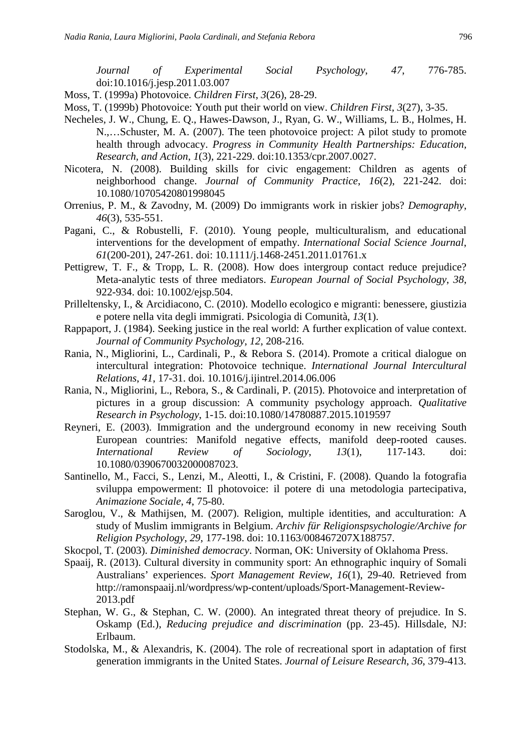*Journal of Experimental Social Psychology*, *47*, 776-785. doi:10.1016/j.jesp.2011.03.007

Moss, T. (1999a) Photovoice. *Children First*, *3*(26), 28-29.

Moss, T. (1999b) Photovoice: Youth put their world on view. *Children First*, *3*(27), 3-35.

Necheles, J. W., Chung, E. Q., Hawes-Dawson, J., Ryan, G. W., Williams, L. B., Holmes, H. N.,…Schuster, M. A. (2007). The teen photovoice project: A pilot study to promote health through advocacy. *Progress in Community Health Partnerships: Education, Research, and Action*, *1*(3), 221-229. doi:10.1353/cpr.2007.0027.

Nicotera, N. (2008). Building skills for civic engagement: Children as agents of neighborhood change. *Journal of Community Practice*, *16*(2), 221-242. doi: 10.1080/10705420801998045

Orrenius, P. M., & Zavodny, M. (2009) Do immigrants work in riskier jobs? *Demography*, *46*(3), 535-551.

Pagani, C., & Robustelli, F. (2010). Young people, multiculturalism, and educational interventions for the development of empathy. *International Social Science Journal*, *61*(200-201), 247-261. doi: 10.1111/j.1468-2451.2011.01761.x

Pettigrew, T. F., & Tropp, L. R. (2008). How does intergroup contact reduce prejudice? Meta-analytic tests of three mediators. *European Journal of Social Psychology*, *38*, 922-934. doi: 10.1002/ejsp.504.

Prilleltensky, I., & Arcidiacono, C. (2010). Modello ecologico e migranti: benessere, giustizia e potere nella vita degli immigrati. Psicologia di Comunità, *13*(1).

Rappaport, J. (1984). Seeking justice in the real world: A further explication of value context. *Journal of Community Psychology*, *12*, 208-216.

Rania, N., Migliorini, L., Cardinali, P., & Rebora S. (2014). Promote a critical dialogue on intercultural integration: Photovoice technique. *International Journal Intercultural Relations*, *41*, 17-31. doi. 10.1016/j.ijintrel.2014.06.006

Rania, N., Migliorini, L., Rebora, S., & Cardinali, P. (2015). Photovoice and interpretation of pictures in a group discussion: A community psychology approach. *Qualitative Research in Psychology*, 1-15. doi:10.1080/14780887.2015.1019597

Reyneri, E. (2003). Immigration and the underground economy in new receiving South European countries: Manifold negative effects, manifold deep-rooted causes. *International Review of Sociology*, *13*(1), 117-143. doi: 10.1080/0390670032000087023.

Santinello, M., Facci, S., Lenzi, M., Aleotti, I., & Cristini, F. (2008). Quando la fotografia sviluppa empowerment: Il photovoice: il potere di una metodologia partecipativa, *Animazione Sociale*, *4*, 75-80.

Saroglou, V., & Mathijsen, M. (2007). Religion, multiple identities, and acculturation: A study of Muslim immigrants in Belgium. *Archiv für Religionspsychologie/Archive for Religion Psychology*, *29*, 177-198. doi: 10.1163/008467207X188757.

Skocpol, T. (2003). *Diminished democracy*. Norman, OK: University of Oklahoma Press.

Spaaij, R. (2013). Cultural diversity in community sport: An ethnographic inquiry of Somali Australians' experiences. *Sport Management Review*, *16*(1), 29-40. Retrieved from http://ramonspaaij.nl/wordpress/wp-content/uploads/Sport-Management-Review-2013.pdf

Stephan, W. G., & Stephan, C. W. (2000). An integrated threat theory of prejudice. In S. Oskamp (Ed.), *Reducing prejudice and discrimination* (pp. 23-45). Hillsdale, NJ: Erlbaum.

Stodolska, M., & Alexandris, K. (2004). The role of recreational sport in adaptation of first generation immigrants in the United States. *Journal of Leisure Research*, *36*, 379-413.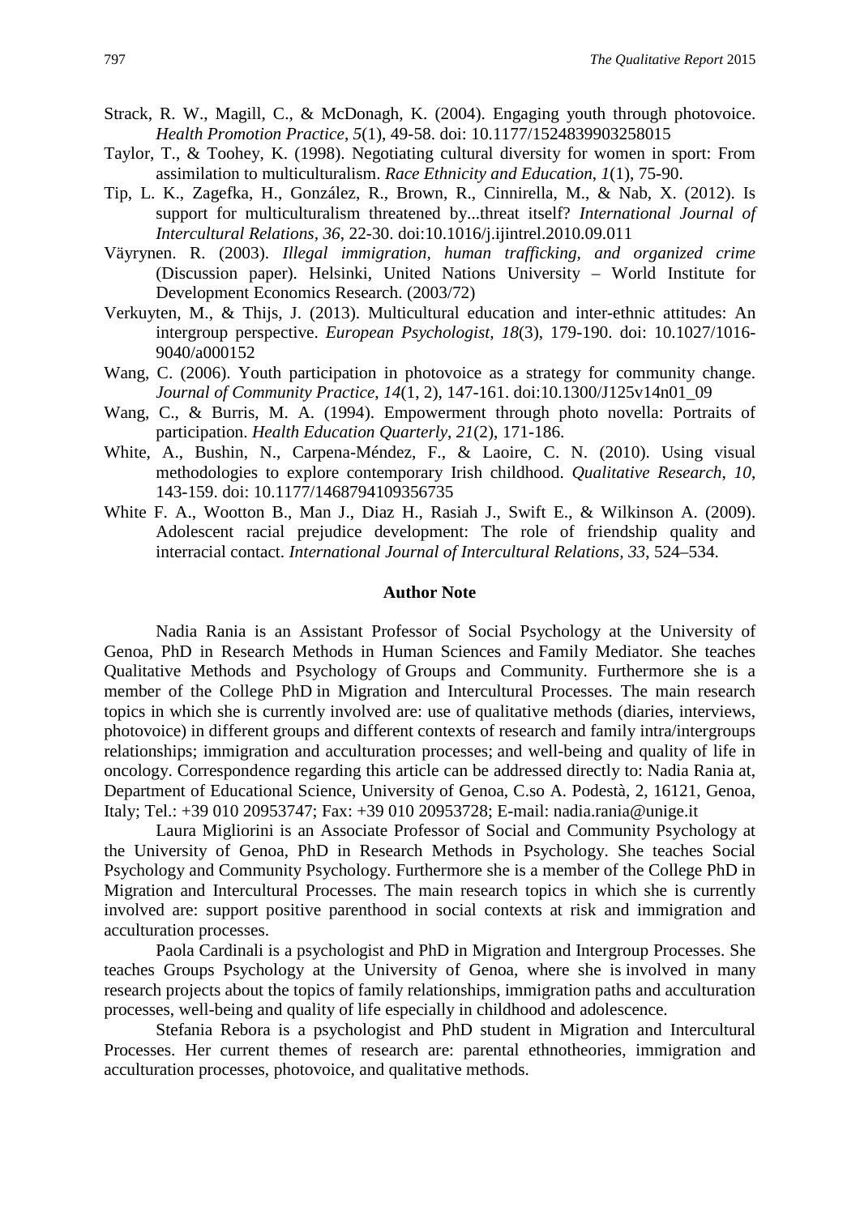Strack, R. W., Magill, C., & McDonagh, K. (2004). Engaging youth through photovoice. *Health Promotion Practice*, *5*(1), 49-58. doi: 10.1177/1524839903258015

Taylor, T., & Toohey, K. (1998). Negotiating cultural diversity for women in sport: From assimilation to multiculturalism. *Race Ethnicity and Education*, *1*(1), 75-90.

Tip, L. K., Zagefka, H., González, R., Brown, R., Cinnirella, M., & Nab, X. (2012). Is support for multiculturalism threatened by...threat itself? *International Journal of Intercultural Relations*, *36*, 22-30. doi:10.1016/j.ijintrel.2010.09.011

Väyrynen. R. (2003). *Illegal immigration, human trafficking, and organized crime* (Discussion paper). Helsinki, United Nations University – World Institute for Development Economics Research. (2003/72)

Verkuyten, M., & Thijs, J. (2013). Multicultural education and inter-ethnic attitudes: An intergroup perspective. *European Psychologist, 18*(3), 179-190. doi: 10.1027/1016-9040/a000152

Wang, C. (2006). Youth participation in photovoice as a strategy for community change. *Journal of Community Practice*, *14*(1, 2), 147-161. doi:10.1300/J125v14n01_09

Wang, C., & Burris, M. A. (1994). Empowerment through photo novella: Portraits of participation. *Health Education Quarterly*, *21*(2), 171-186.

White, A., Bushin, N., Carpena-Méndez, F., & Laoire, C. N. (2010). Using visual methodologies to explore contemporary Irish childhood. *Qualitative Research*, *10*, 143-159. doi: 10.1177/1468794109356735

White F. A., Wootton B., Man J., Diaz H., Rasiah J., Swift E., & Wilkinson A. (2009). Adolescent racial prejudice development: The role of friendship quality and interracial contact. *International Journal of Intercultural Relations, 33*, 524–534.

## Author Note

Nadia Rania is an Assistant Professor of Social Psychology at the University of Genoa, PhD in Research Methods in Human Sciences and Family Mediator. She teaches Qualitative Methods and Psychology of Groups and Community. Furthermore she is a member of the College PhD in Migration and Intercultural Processes. The main research topics in which she is currently involved are: use of qualitative methods (diaries, interviews, photovoice) in different groups and different contexts of research and family intra/intergroups relationships; immigration and acculturation processes; and well-being and quality of life in oncology. Correspondence regarding this article can be addressed directly to: Nadia Rania at, Department of Educational Science, University of Genoa, C.so A. Podestà, 2, 16121, Genoa, Italy; Tel.: +39 010 20953747; Fax: +39 010 20953728; E-mail: nadia.rania@unige.it

Laura Migliorini is an Associate Professor of Social and Community Psychology at the University of Genoa, PhD in Research Methods in Psychology. She teaches Social Psychology and Community Psychology. Furthermore she is a member of the College PhD in Migration and Intercultural Processes. The main research topics in which she is currently involved are: support positive parenthood in social contexts at risk and immigration and acculturation processes.

Paola Cardinali is a psychologist and PhD in Migration and Intergroup Processes. She teaches Groups Psychology at the University of Genoa, where she is involved in many research projects about the topics of family relationships, immigration paths and acculturation processes, well-being and quality of life especially in childhood and adolescence.

Stefania Rebora is a psychologist and PhD student in Migration and Intercultural Processes. Her current themes of research are: parental ethnotheories, immigration and acculturation processes, photovoice, and qualitative methods.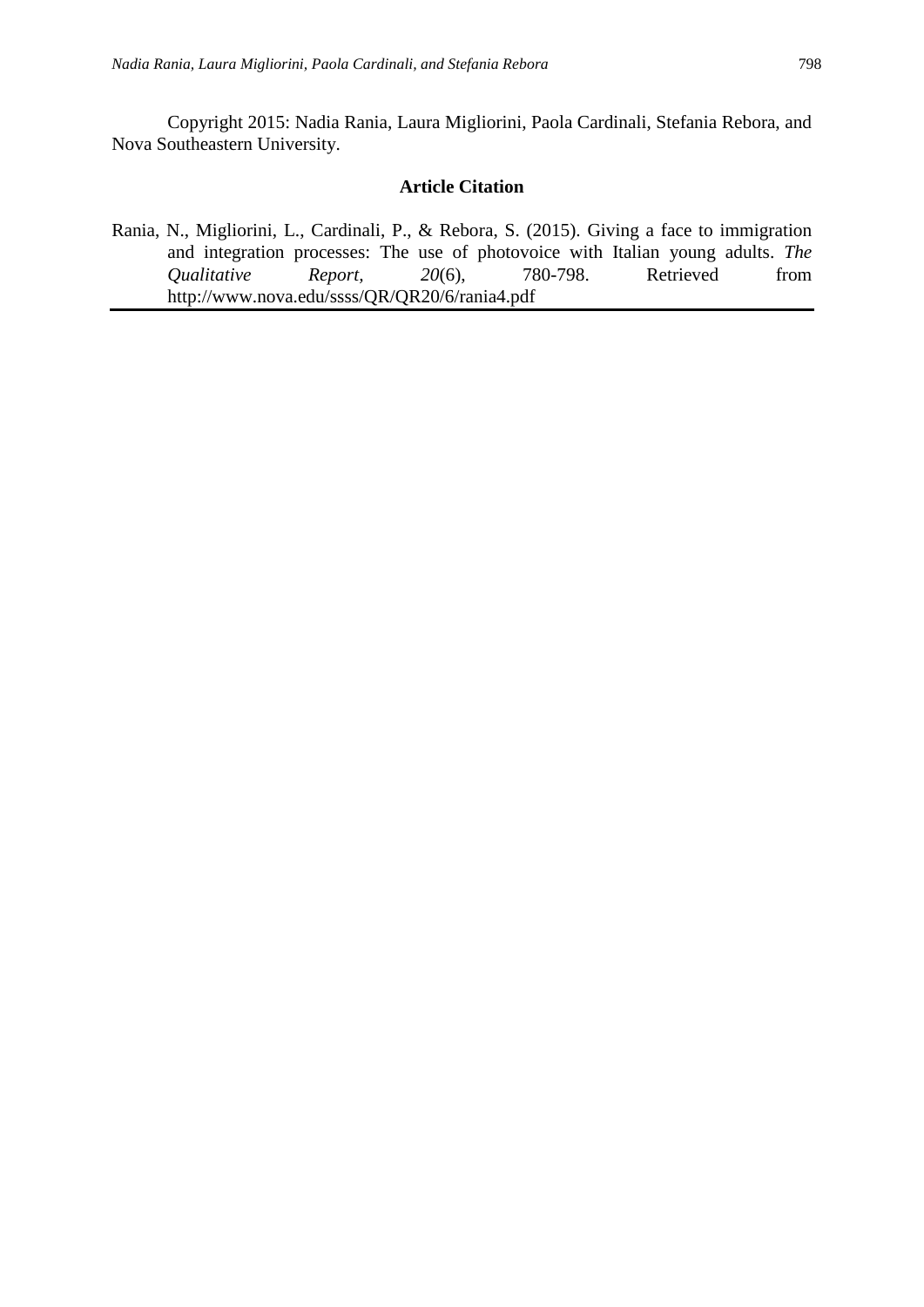Copyright 2015: Nadia Rania, Laura Migliorini, Paola Cardinali, Stefania Rebora, and Nova Southeastern University.

## Article Citation

Rania, N., Migliorini, L., Cardinali, P., & Rebora, S. (2015). Giving a face to immigration and integration processes: The use of photovoice with Italian young adults. *The Qualitative Report, 20*(6), 780-798. Retrieved from http://www.nova.edu/ssss/QR/QR20/6/rania4.pdf